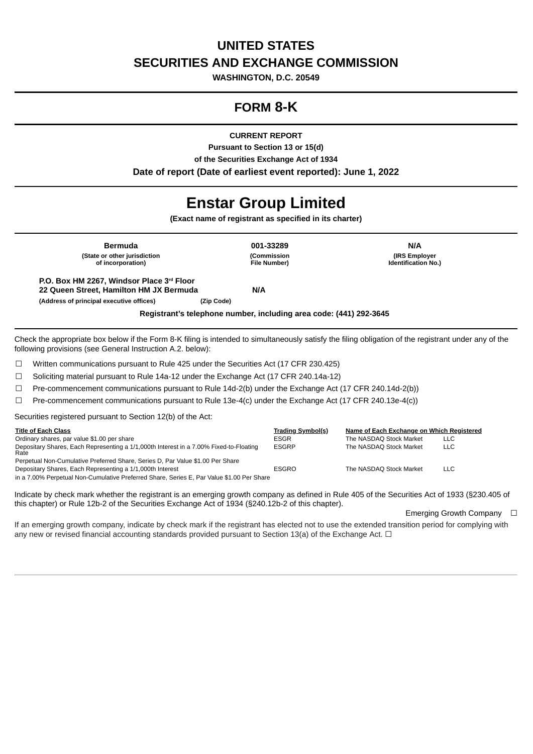# UNITED STATES
# SECURITIES AND EXCHANGE COMMISSION

**WASHINGTON, D.C. 20549**

---

# FORM 8-K

---

**CURRENT REPORT**

**Pursuant to Section 13 or 15(d)**

**of the Securities Exchange Act of 1934**

**Date of report (Date of earliest event reported): June 1, 2022**

---

# Enstar Group Limited

**(Exact name of registrant as specified in its charter)**

---

| Bermuda | 001-33289 | N/A |
|---|---|---|
| (State or other jurisdiction of incorporation) | (Commission File Number) | (IRS Employer Identification No.) |

**P.O. Box HM 2267, Windsor Place 3rd Floor**
**22 Queen Street, Hamilton HM JX Bermuda** **N/A**

**(Address of principal executive offices)** **(Zip Code)**

**Registrant's telephone number, including area code: (441) 292-3645**

---

Check the appropriate box below if the Form 8-K filing is intended to simultaneously satisfy the filing obligation of the registrant under any of the following provisions (see General Instruction A.2. below):

☐ Written communications pursuant to Rule 425 under the Securities Act (17 CFR 230.425)

☐ Soliciting material pursuant to Rule 14a-12 under the Exchange Act (17 CFR 240.14a-12)

☐ Pre-commencement communications pursuant to Rule 14d-2(b) under the Exchange Act (17 CFR 240.14d-2(b))

☐ Pre-commencement communications pursuant to Rule 13e-4(c) under the Exchange Act (17 CFR 240.13e-4(c))

Securities registered pursuant to Section 12(b) of the Act:

| Title of Each Class | Trading Symbol(s) | Name of Each Exchange on Which Registered |
|---|---|---|
| Ordinary shares, par value $1.00 per share | ESGR | The NASDAQ Stock Market LLC |
| Depositary Shares, Each Representing a 1/1,000th Interest in a 7.00% Fixed-to-Floating Rate Perpetual Non-Cumulative Preferred Share, Series D, Par Value $1.00 Per Share | ESGRP | The NASDAQ Stock Market LLC |
| Depositary Shares, Each Representing a 1/1,000th Interest in a 7.00% Perpetual Non-Cumulative Preferred Share, Series E, Par Value $1.00 Per Share | ESGRO | The NASDAQ Stock Market LLC |

Indicate by check mark whether the registrant is an emerging growth company as defined in Rule 405 of the Securities Act of 1933 (§230.405 of this chapter) or Rule 12b-2 of the Securities Exchange Act of 1934 (§240.12b-2 of this chapter).

Emerging Growth Company ☐

If an emerging growth company, indicate by check mark if the registrant has elected not to use the extended transition period for complying with any new or revised financial accounting standards provided pursuant to Section 13(a) of the Exchange Act. ☐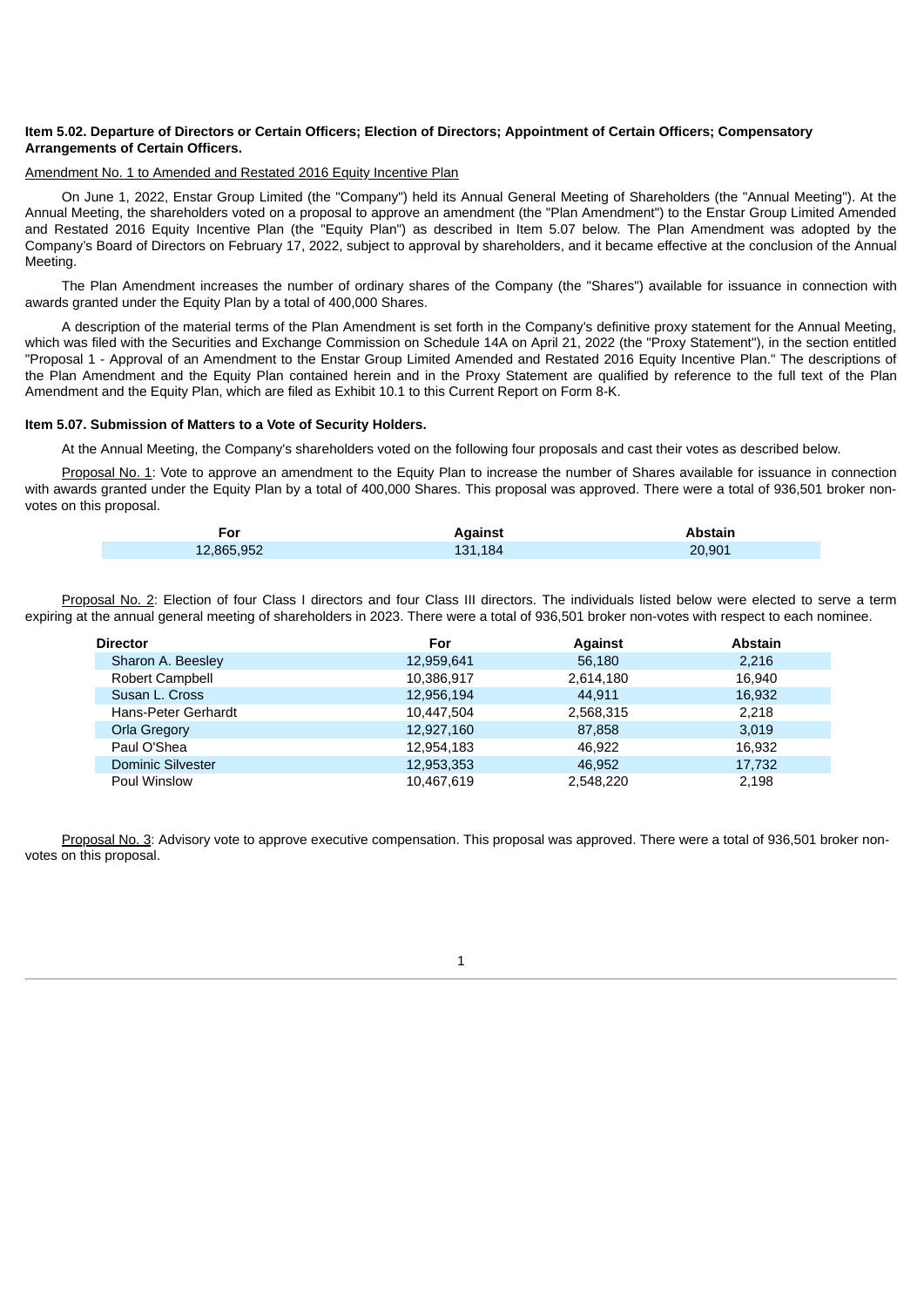**Item 5.02. Departure of Directors or Certain Officers; Election of Directors; Appointment of Certain Officers; Compensatory Arrangements of Certain Officers.**

Amendment No. 1 to Amended and Restated 2016 Equity Incentive Plan

On June 1, 2022, Enstar Group Limited (the "Company") held its Annual General Meeting of Shareholders (the "Annual Meeting"). At the Annual Meeting, the shareholders voted on a proposal to approve an amendment (the "Plan Amendment") to the Enstar Group Limited Amended and Restated 2016 Equity Incentive Plan (the "Equity Plan") as described in Item 5.07 below. The Plan Amendment was adopted by the Company's Board of Directors on February 17, 2022, subject to approval by shareholders, and it became effective at the conclusion of the Annual Meeting.

The Plan Amendment increases the number of ordinary shares of the Company (the "Shares") available for issuance in connection with awards granted under the Equity Plan by a total of 400,000 Shares.

A description of the material terms of the Plan Amendment is set forth in the Company's definitive proxy statement for the Annual Meeting, which was filed with the Securities and Exchange Commission on Schedule 14A on April 21, 2022 (the "Proxy Statement"), in the section entitled "Proposal 1 - Approval of an Amendment to the Enstar Group Limited Amended and Restated 2016 Equity Incentive Plan." The descriptions of the Plan Amendment and the Equity Plan contained herein and in the Proxy Statement are qualified by reference to the full text of the Plan Amendment and the Equity Plan, which are filed as Exhibit 10.1 to this Current Report on Form 8-K.

**Item 5.07. Submission of Matters to a Vote of Security Holders.**

At the Annual Meeting, the Company's shareholders voted on the following four proposals and cast their votes as described below.

Proposal No. 1: Vote to approve an amendment to the Equity Plan to increase the number of Shares available for issuance in connection with awards granted under the Equity Plan by a total of 400,000 Shares. This proposal was approved. There were a total of 936,501 broker non-votes on this proposal.

| For | Against | Abstain |
|---|---|---|
| 12,865,952 | 131,184 | 20,901 |

Proposal No. 2: Election of four Class I directors and four Class III directors. The individuals listed below were elected to serve a term expiring at the annual general meeting of shareholders in 2023. There were a total of 936,501 broker non-votes with respect to each nominee.

| Director | For | Against | Abstain |
|---|---|---|---|
| Sharon A. Beesley | 12,959,641 | 56,180 | 2,216 |
| Robert Campbell | 10,386,917 | 2,614,180 | 16,940 |
| Susan L. Cross | 12,956,194 | 44,911 | 16,932 |
| Hans-Peter Gerhardt | 10,447,504 | 2,568,315 | 2,218 |
| Orla Gregory | 12,927,160 | 87,858 | 3,019 |
| Paul O'Shea | 12,954,183 | 46,922 | 16,932 |
| Dominic Silvester | 12,953,353 | 46,952 | 17,732 |
| Poul Winslow | 10,467,619 | 2,548,220 | 2,198 |

Proposal No. 3: Advisory vote to approve executive compensation. This proposal was approved. There were a total of 936,501 broker non-votes on this proposal.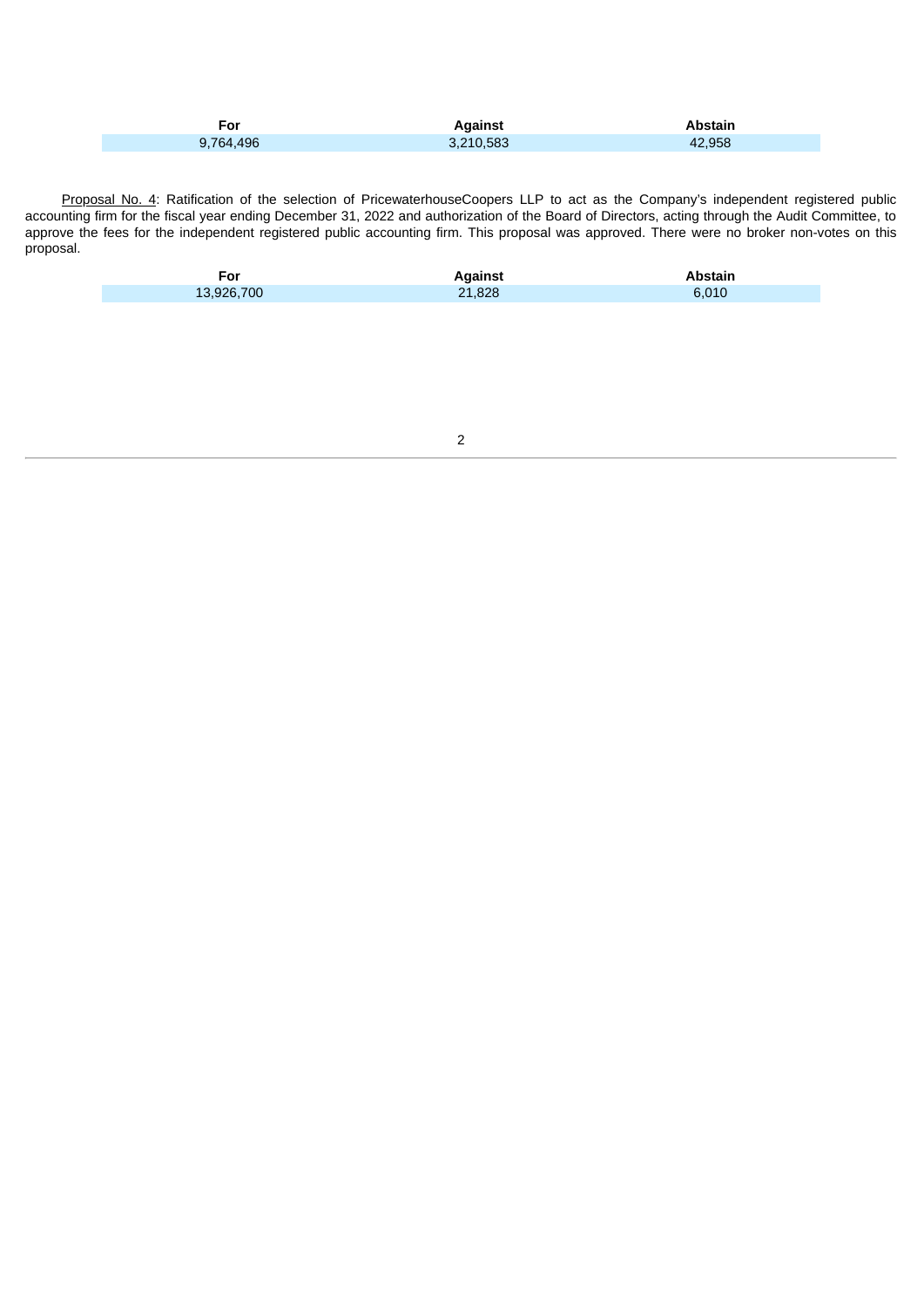| For | Against | Abstain |
| --- | --- | --- |
| 9,764,496 | 3,210,583 | 42,958 |

Proposal No. 4: Ratification of the selection of PricewaterhouseCoopers LLP to act as the Company's independent registered public accounting firm for the fiscal year ending December 31, 2022 and authorization of the Board of Directors, acting through the Audit Committee, to approve the fees for the independent registered public accounting firm. This proposal was approved. There were no broker non-votes on this proposal.

| For | Against | Abstain |
| --- | --- | --- |
| 13,926,700 | 21,828 | 6,010 |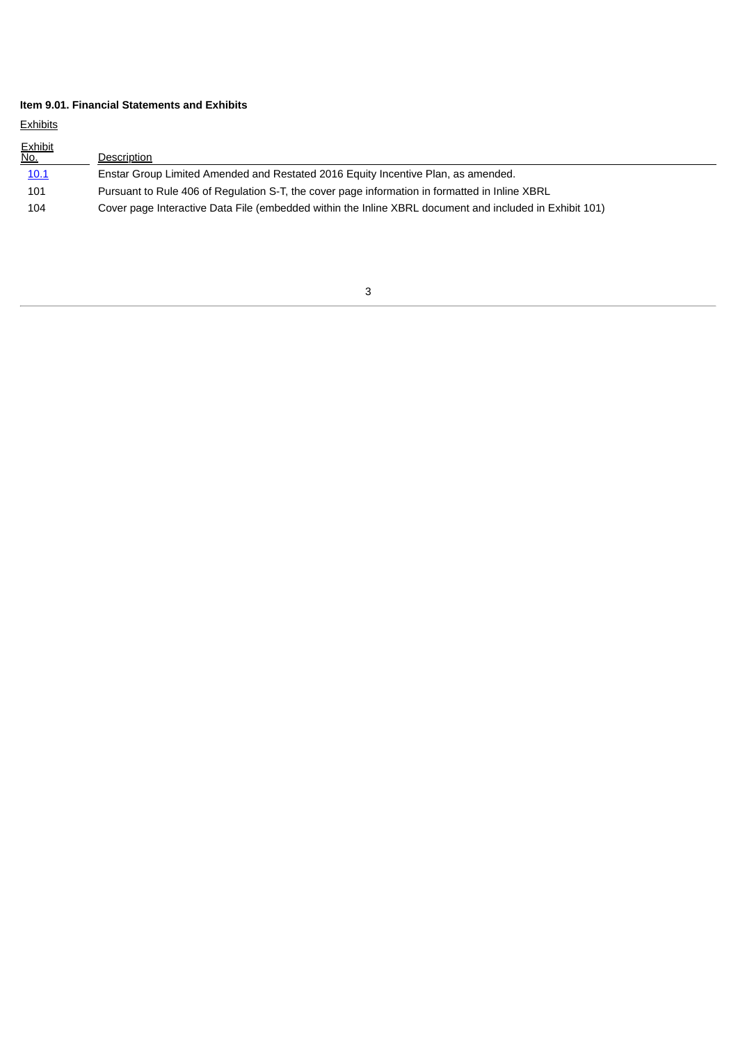**Item 9.01. Financial Statements and Exhibits**

Exhibits

| Exhibit No. | Description |
|---|---|
| 10.1 | Enstar Group Limited Amended and Restated 2016 Equity Incentive Plan, as amended. |
| 101 | Pursuant to Rule 406 of Regulation S-T, the cover page information in formatted in Inline XBRL |
| 104 | Cover page Interactive Data File (embedded within the Inline XBRL document and included in Exhibit 101) |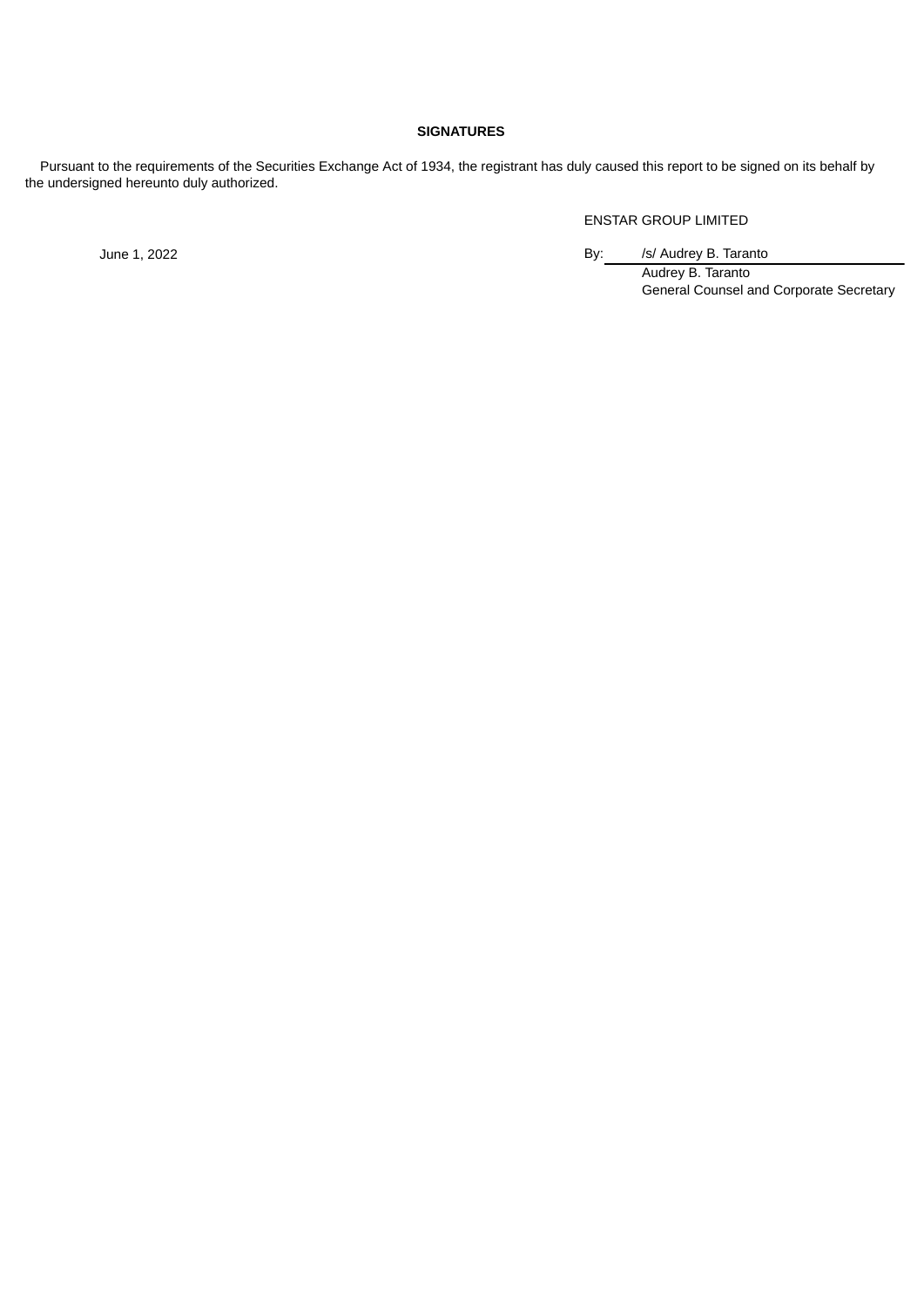**SIGNATURES**

Pursuant to the requirements of the Securities Exchange Act of 1934, the registrant has duly caused this report to be signed on its behalf by the undersigned hereunto duly authorized.

ENSTAR GROUP LIMITED

June 1, 2022

By: /s/ Audrey B. Taranto

Audrey B. Taranto
General Counsel and Corporate Secretary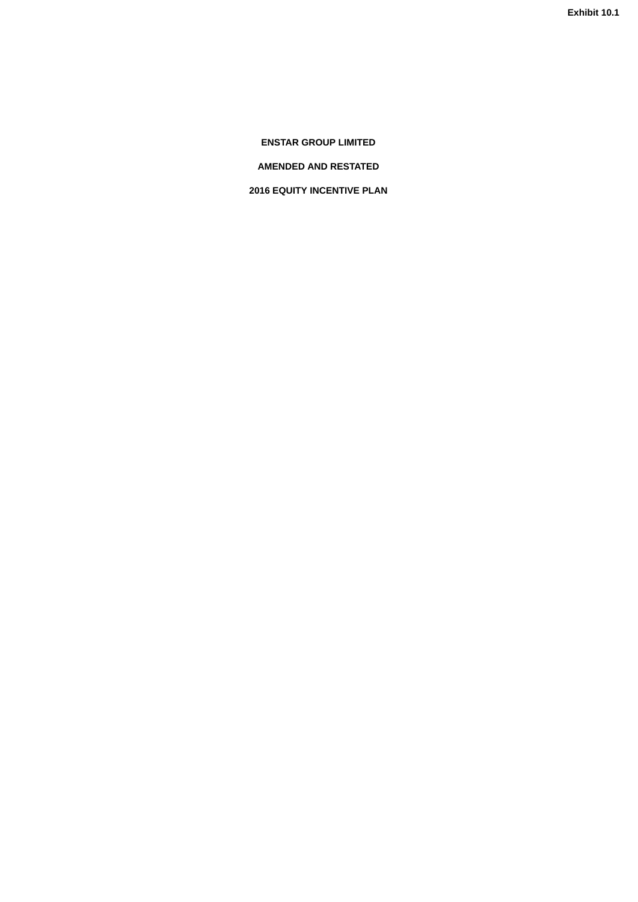**Exhibit 10.1**

# ENSTAR GROUP LIMITED

# AMENDED AND RESTATED

# 2016 EQUITY INCENTIVE PLAN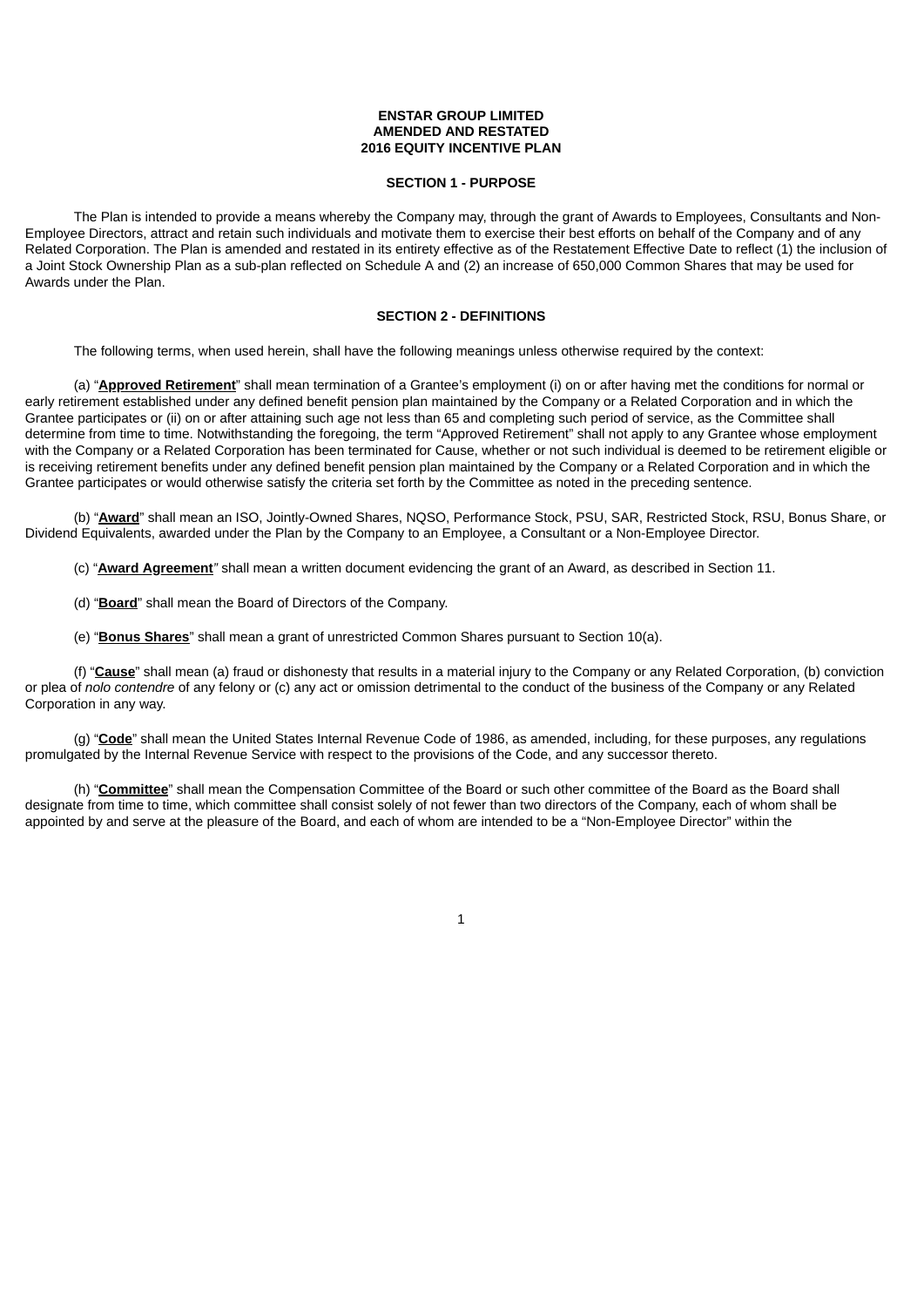**ENSTAR GROUP LIMITED**
**AMENDED AND RESTATED**
**2016 EQUITY INCENTIVE PLAN**

**SECTION 1 - PURPOSE**

The Plan is intended to provide a means whereby the Company may, through the grant of Awards to Employees, Consultants and Non-Employee Directors, attract and retain such individuals and motivate them to exercise their best efforts on behalf of the Company and of any Related Corporation. The Plan is amended and restated in its entirety effective as of the Restatement Effective Date to reflect (1) the inclusion of a Joint Stock Ownership Plan as a sub-plan reflected on Schedule A and (2) an increase of 650,000 Common Shares that may be used for Awards under the Plan.

**SECTION 2 - DEFINITIONS**

The following terms, when used herein, shall have the following meanings unless otherwise required by the context:

(a) "**Approved Retirement**" shall mean termination of a Grantee's employment (i) on or after having met the conditions for normal or early retirement established under any defined benefit pension plan maintained by the Company or a Related Corporation and in which the Grantee participates or (ii) on or after attaining such age not less than 65 and completing such period of service, as the Committee shall determine from time to time. Notwithstanding the foregoing, the term "Approved Retirement" shall not apply to any Grantee whose employment with the Company or a Related Corporation has been terminated for Cause, whether or not such individual is deemed to be retirement eligible or is receiving retirement benefits under any defined benefit pension plan maintained by the Company or a Related Corporation and in which the Grantee participates or would otherwise satisfy the criteria set forth by the Committee as noted in the preceding sentence.

(b) "**Award**" shall mean an ISO, Jointly-Owned Shares, NQSO, Performance Stock, PSU, SAR, Restricted Stock, RSU, Bonus Share, or Dividend Equivalents, awarded under the Plan by the Company to an Employee, a Consultant or a Non-Employee Director.

(c) "**Award Agreement**" shall mean a written document evidencing the grant of an Award, as described in Section 11.

(d) "**Board**" shall mean the Board of Directors of the Company.

(e) "**Bonus Shares**" shall mean a grant of unrestricted Common Shares pursuant to Section 10(a).

(f) "**Cause**" shall mean (a) fraud or dishonesty that results in a material injury to the Company or any Related Corporation, (b) conviction or plea of *nolo contendre* of any felony or (c) any act or omission detrimental to the conduct of the business of the Company or any Related Corporation in any way.

(g) "**Code**" shall mean the United States Internal Revenue Code of 1986, as amended, including, for these purposes, any regulations promulgated by the Internal Revenue Service with respect to the provisions of the Code, and any successor thereto.

(h) "**Committee**" shall mean the Compensation Committee of the Board or such other committee of the Board as the Board shall designate from time to time, which committee shall consist solely of not fewer than two directors of the Company, each of whom shall be appointed by and serve at the pleasure of the Board, and each of whom are intended to be a "Non-Employee Director" within the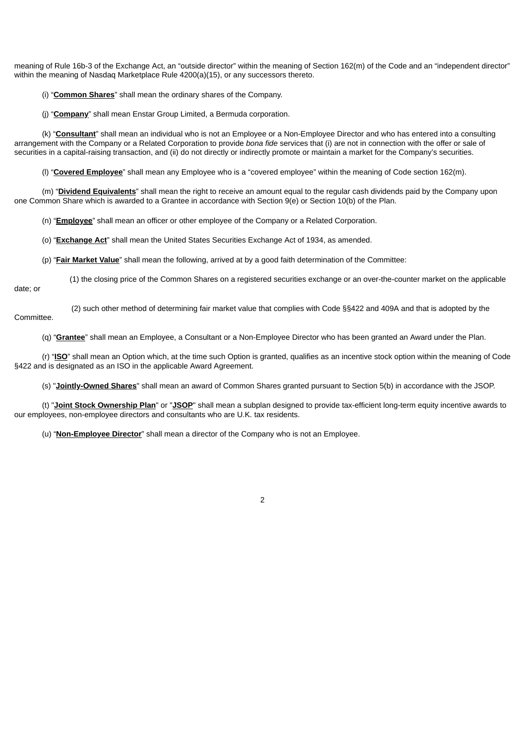meaning of Rule 16b-3 of the Exchange Act, an "outside director" within the meaning of Section 162(m) of the Code and an "independent director" within the meaning of Nasdaq Marketplace Rule 4200(a)(15), or any successors thereto.

(i) "**Common Shares**" shall mean the ordinary shares of the Company.

(j) "**Company**" shall mean Enstar Group Limited, a Bermuda corporation.

(k) "**Consultant**" shall mean an individual who is not an Employee or a Non-Employee Director and who has entered into a consulting arrangement with the Company or a Related Corporation to provide *bona fide* services that (i) are not in connection with the offer or sale of securities in a capital-raising transaction, and (ii) do not directly or indirectly promote or maintain a market for the Company's securities.

(l) "**Covered Employee**" shall mean any Employee who is a "covered employee" within the meaning of Code section 162(m).

(m) "**Dividend Equivalents**" shall mean the right to receive an amount equal to the regular cash dividends paid by the Company upon one Common Share which is awarded to a Grantee in accordance with Section 9(e) or Section 10(b) of the Plan.

(n) "**Employee**" shall mean an officer or other employee of the Company or a Related Corporation.

(o) "**Exchange Act**" shall mean the United States Securities Exchange Act of 1934, as amended.

(p) "**Fair Market Value**" shall mean the following, arrived at by a good faith determination of the Committee:

(1) the closing price of the Common Shares on a registered securities exchange or an over-the-counter market on the applicable date; or

(2) such other method of determining fair market value that complies with Code §§422 and 409A and that is adopted by the Committee.

(q) "**Grantee**" shall mean an Employee, a Consultant or a Non-Employee Director who has been granted an Award under the Plan.

(r) "**ISO**" shall mean an Option which, at the time such Option is granted, qualifies as an incentive stock option within the meaning of Code §422 and is designated as an ISO in the applicable Award Agreement.

(s) "**Jointly-Owned Shares**" shall mean an award of Common Shares granted pursuant to Section 5(b) in accordance with the JSOP.

(t) "**Joint Stock Ownership Plan**" or "**JSOP**" shall mean a subplan designed to provide tax-efficient long-term equity incentive awards to our employees, non-employee directors and consultants who are U.K. tax residents.

(u) "**Non-Employee Director**" shall mean a director of the Company who is not an Employee.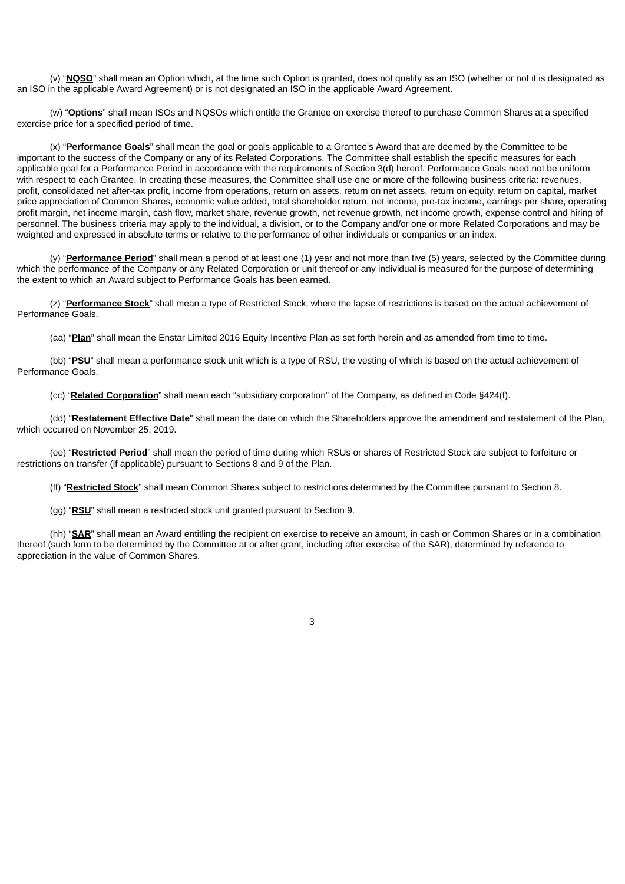(v) “**NQSO**” shall mean an Option which, at the time such Option is granted, does not qualify as an ISO (whether or not it is designated as an ISO in the applicable Award Agreement) or is not designated an ISO in the applicable Award Agreement.

(w) “**Options**” shall mean ISOs and NQSOs which entitle the Grantee on exercise thereof to purchase Common Shares at a specified exercise price for a specified period of time.

(x) “**Performance Goals**” shall mean the goal or goals applicable to a Grantee’s Award that are deemed by the Committee to be important to the success of the Company or any of its Related Corporations. The Committee shall establish the specific measures for each applicable goal for a Performance Period in accordance with the requirements of Section 3(d) hereof. Performance Goals need not be uniform with respect to each Grantee. In creating these measures, the Committee shall use one or more of the following business criteria: revenues, profit, consolidated net after-tax profit, income from operations, return on assets, return on net assets, return on equity, return on capital, market price appreciation of Common Shares, economic value added, total shareholder return, net income, pre-tax income, earnings per share, operating profit margin, net income margin, cash flow, market share, revenue growth, net revenue growth, net income growth, expense control and hiring of personnel. The business criteria may apply to the individual, a division, or to the Company and/or one or more Related Corporations and may be weighted and expressed in absolute terms or relative to the performance of other individuals or companies or an index.

(y) “**Performance Period**” shall mean a period of at least one (1) year and not more than five (5) years, selected by the Committee during which the performance of the Company or any Related Corporation or unit thereof or any individual is measured for the purpose of determining the extent to which an Award subject to Performance Goals has been earned.

(z) “**Performance Stock**” shall mean a type of Restricted Stock, where the lapse of restrictions is based on the actual achievement of Performance Goals.

(aa) “**Plan**” shall mean the Enstar Limited 2016 Equity Incentive Plan as set forth herein and as amended from time to time.

(bb) “**PSU**” shall mean a performance stock unit which is a type of RSU, the vesting of which is based on the actual achievement of Performance Goals.

(cc) “**Related Corporation**” shall mean each “subsidiary corporation” of the Company, as defined in Code §424(f).

(dd) "**Restatement Effective Date**" shall mean the date on which the Shareholders approve the amendment and restatement of the Plan, which occurred on November 25, 2019.

(ee) “**Restricted Period**” shall mean the period of time during which RSUs or shares of Restricted Stock are subject to forfeiture or restrictions on transfer (if applicable) pursuant to Sections 8 and 9 of the Plan.

(ff) “**Restricted Stock**” shall mean Common Shares subject to restrictions determined by the Committee pursuant to Section 8.

(gg) “**RSU**” shall mean a restricted stock unit granted pursuant to Section 9.

(hh) “**SAR**” shall mean an Award entitling the recipient on exercise to receive an amount, in cash or Common Shares or in a combination thereof (such form to be determined by the Committee at or after grant, including after exercise of the SAR), determined by reference to appreciation in the value of Common Shares.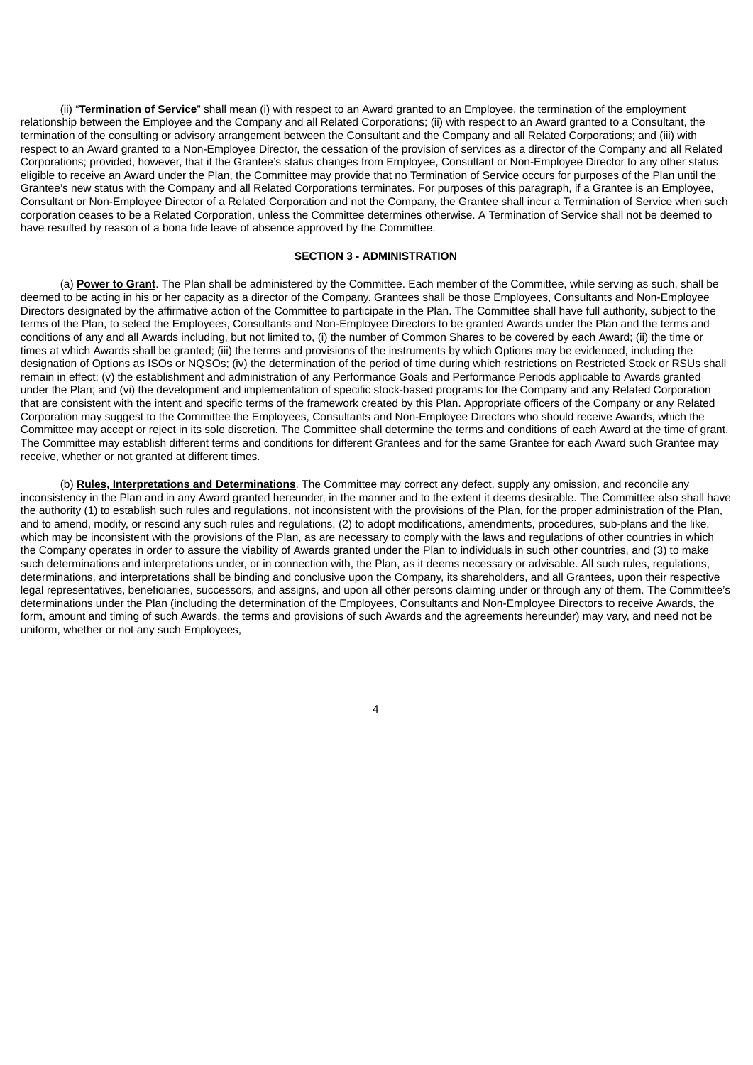(ii) "**Termination of Service**" shall mean (i) with respect to an Award granted to an Employee, the termination of the employment relationship between the Employee and the Company and all Related Corporations; (ii) with respect to an Award granted to a Consultant, the termination of the consulting or advisory arrangement between the Consultant and the Company and all Related Corporations; and (iii) with respect to an Award granted to a Non-Employee Director, the cessation of the provision of services as a director of the Company and all Related Corporations; provided, however, that if the Grantee's status changes from Employee, Consultant or Non-Employee Director to any other status eligible to receive an Award under the Plan, the Committee may provide that no Termination of Service occurs for purposes of the Plan until the Grantee's new status with the Company and all Related Corporations terminates. For purposes of this paragraph, if a Grantee is an Employee, Consultant or Non-Employee Director of a Related Corporation and not the Company, the Grantee shall incur a Termination of Service when such corporation ceases to be a Related Corporation, unless the Committee determines otherwise. A Termination of Service shall not be deemed to have resulted by reason of a bona fide leave of absence approved by the Committee.

## SECTION 3 - ADMINISTRATION

(a) **Power to Grant**. The Plan shall be administered by the Committee. Each member of the Committee, while serving as such, shall be deemed to be acting in his or her capacity as a director of the Company. Grantees shall be those Employees, Consultants and Non-Employee Directors designated by the affirmative action of the Committee to participate in the Plan. The Committee shall have full authority, subject to the terms of the Plan, to select the Employees, Consultants and Non-Employee Directors to be granted Awards under the Plan and the terms and conditions of any and all Awards including, but not limited to, (i) the number of Common Shares to be covered by each Award; (ii) the time or times at which Awards shall be granted; (iii) the terms and provisions of the instruments by which Options may be evidenced, including the designation of Options as ISOs or NQSOs; (iv) the determination of the period of time during which restrictions on Restricted Stock or RSUs shall remain in effect; (v) the establishment and administration of any Performance Goals and Performance Periods applicable to Awards granted under the Plan; and (vi) the development and implementation of specific stock-based programs for the Company and any Related Corporation that are consistent with the intent and specific terms of the framework created by this Plan. Appropriate officers of the Company or any Related Corporation may suggest to the Committee the Employees, Consultants and Non-Employee Directors who should receive Awards, which the Committee may accept or reject in its sole discretion. The Committee shall determine the terms and conditions of each Award at the time of grant. The Committee may establish different terms and conditions for different Grantees and for the same Grantee for each Award such Grantee may receive, whether or not granted at different times.

(b) **Rules, Interpretations and Determinations**. The Committee may correct any defect, supply any omission, and reconcile any inconsistency in the Plan and in any Award granted hereunder, in the manner and to the extent it deems desirable. The Committee also shall have the authority (1) to establish such rules and regulations, not inconsistent with the provisions of the Plan, for the proper administration of the Plan, and to amend, modify, or rescind any such rules and regulations, (2) to adopt modifications, amendments, procedures, sub-plans and the like, which may be inconsistent with the provisions of the Plan, as are necessary to comply with the laws and regulations of other countries in which the Company operates in order to assure the viability of Awards granted under the Plan to individuals in such other countries, and (3) to make such determinations and interpretations under, or in connection with, the Plan, as it deems necessary or advisable. All such rules, regulations, determinations, and interpretations shall be binding and conclusive upon the Company, its shareholders, and all Grantees, upon their respective legal representatives, beneficiaries, successors, and assigns, and upon all other persons claiming under or through any of them. The Committee's determinations under the Plan (including the determination of the Employees, Consultants and Non-Employee Directors to receive Awards, the form, amount and timing of such Awards, the terms and provisions of such Awards and the agreements hereunder) may vary, and need not be uniform, whether or not any such Employees,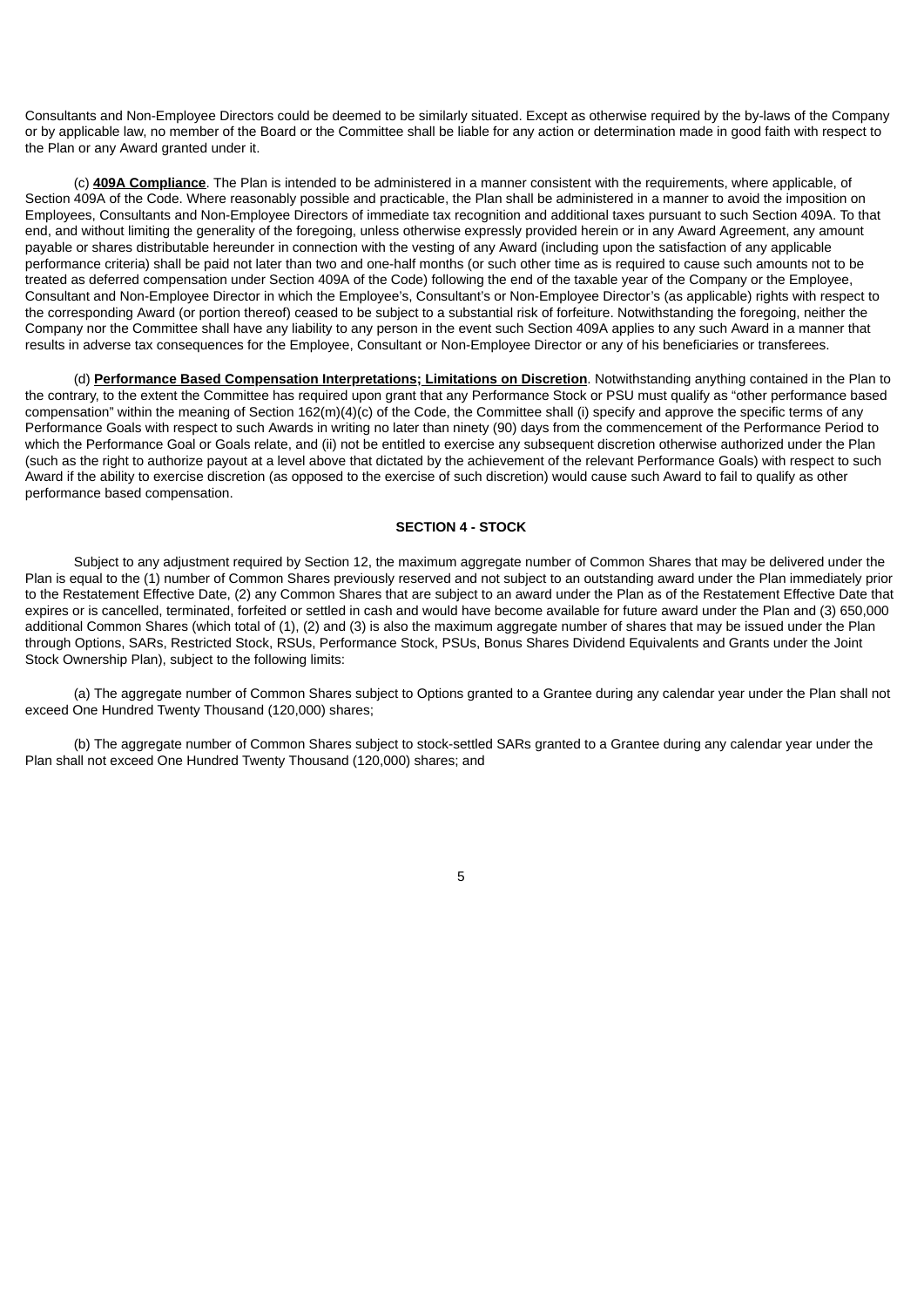Consultants and Non-Employee Directors could be deemed to be similarly situated. Except as otherwise required by the by-laws of the Company or by applicable law, no member of the Board or the Committee shall be liable for any action or determination made in good faith with respect to the Plan or any Award granted under it.

(c) **409A Compliance**. The Plan is intended to be administered in a manner consistent with the requirements, where applicable, of Section 409A of the Code. Where reasonably possible and practicable, the Plan shall be administered in a manner to avoid the imposition on Employees, Consultants and Non-Employee Directors of immediate tax recognition and additional taxes pursuant to such Section 409A. To that end, and without limiting the generality of the foregoing, unless otherwise expressly provided herein or in any Award Agreement, any amount payable or shares distributable hereunder in connection with the vesting of any Award (including upon the satisfaction of any applicable performance criteria) shall be paid not later than two and one-half months (or such other time as is required to cause such amounts not to be treated as deferred compensation under Section 409A of the Code) following the end of the taxable year of the Company or the Employee, Consultant and Non-Employee Director in which the Employee's, Consultant's or Non-Employee Director's (as applicable) rights with respect to the corresponding Award (or portion thereof) ceased to be subject to a substantial risk of forfeiture. Notwithstanding the foregoing, neither the Company nor the Committee shall have any liability to any person in the event such Section 409A applies to any such Award in a manner that results in adverse tax consequences for the Employee, Consultant or Non-Employee Director or any of his beneficiaries or transferees.

(d) **Performance Based Compensation Interpretations; Limitations on Discretion**. Notwithstanding anything contained in the Plan to the contrary, to the extent the Committee has required upon grant that any Performance Stock or PSU must qualify as "other performance based compensation" within the meaning of Section 162(m)(4)(c) of the Code, the Committee shall (i) specify and approve the specific terms of any Performance Goals with respect to such Awards in writing no later than ninety (90) days from the commencement of the Performance Period to which the Performance Goal or Goals relate, and (ii) not be entitled to exercise any subsequent discretion otherwise authorized under the Plan (such as the right to authorize payout at a level above that dictated by the achievement of the relevant Performance Goals) with respect to such Award if the ability to exercise discretion (as opposed to the exercise of such discretion) would cause such Award to fail to qualify as other performance based compensation.

## SECTION 4 - STOCK

Subject to any adjustment required by Section 12, the maximum aggregate number of Common Shares that may be delivered under the Plan is equal to the (1) number of Common Shares previously reserved and not subject to an outstanding award under the Plan immediately prior to the Restatement Effective Date, (2) any Common Shares that are subject to an award under the Plan as of the Restatement Effective Date that expires or is cancelled, terminated, forfeited or settled in cash and would have become available for future award under the Plan and (3) 650,000 additional Common Shares (which total of (1), (2) and (3) is also the maximum aggregate number of shares that may be issued under the Plan through Options, SARs, Restricted Stock, RSUs, Performance Stock, PSUs, Bonus Shares Dividend Equivalents and Grants under the Joint Stock Ownership Plan), subject to the following limits:

(a) The aggregate number of Common Shares subject to Options granted to a Grantee during any calendar year under the Plan shall not exceed One Hundred Twenty Thousand (120,000) shares;

(b) The aggregate number of Common Shares subject to stock-settled SARs granted to a Grantee during any calendar year under the Plan shall not exceed One Hundred Twenty Thousand (120,000) shares; and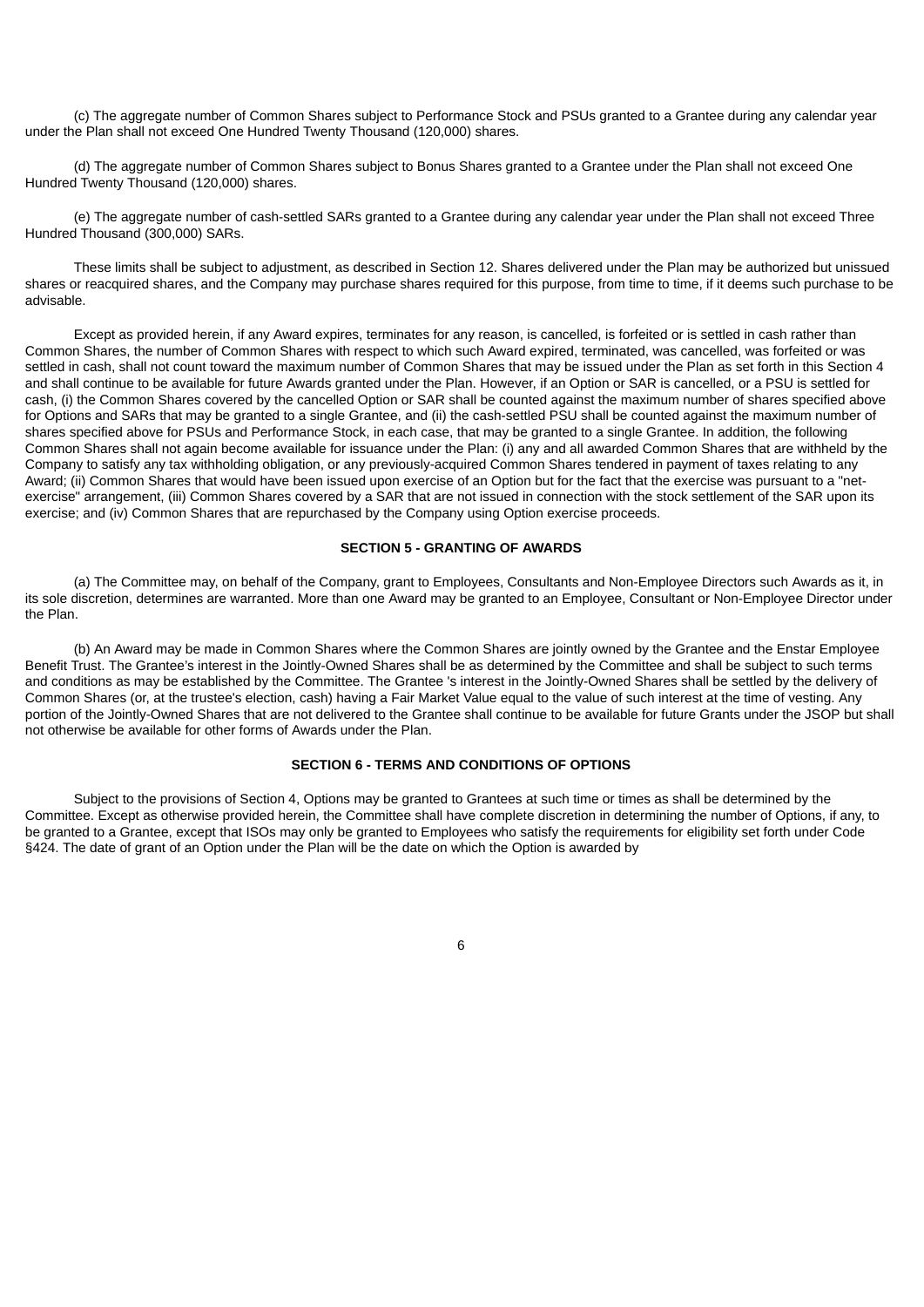(c) The aggregate number of Common Shares subject to Performance Stock and PSUs granted to a Grantee during any calendar year under the Plan shall not exceed One Hundred Twenty Thousand (120,000) shares.

(d) The aggregate number of Common Shares subject to Bonus Shares granted to a Grantee under the Plan shall not exceed One Hundred Twenty Thousand (120,000) shares.

(e) The aggregate number of cash-settled SARs granted to a Grantee during any calendar year under the Plan shall not exceed Three Hundred Thousand (300,000) SARs.

These limits shall be subject to adjustment, as described in Section 12. Shares delivered under the Plan may be authorized but unissued shares or reacquired shares, and the Company may purchase shares required for this purpose, from time to time, if it deems such purchase to be advisable.

Except as provided herein, if any Award expires, terminates for any reason, is cancelled, is forfeited or is settled in cash rather than Common Shares, the number of Common Shares with respect to which such Award expired, terminated, was cancelled, was forfeited or was settled in cash, shall not count toward the maximum number of Common Shares that may be issued under the Plan as set forth in this Section 4 and shall continue to be available for future Awards granted under the Plan. However, if an Option or SAR is cancelled, or a PSU is settled for cash, (i) the Common Shares covered by the cancelled Option or SAR shall be counted against the maximum number of shares specified above for Options and SARs that may be granted to a single Grantee, and (ii) the cash-settled PSU shall be counted against the maximum number of shares specified above for PSUs and Performance Stock, in each case, that may be granted to a single Grantee. In addition, the following Common Shares shall not again become available for issuance under the Plan: (i) any and all awarded Common Shares that are withheld by the Company to satisfy any tax withholding obligation, or any previously-acquired Common Shares tendered in payment of taxes relating to any Award; (ii) Common Shares that would have been issued upon exercise of an Option but for the fact that the exercise was pursuant to a "net-exercise" arrangement, (iii) Common Shares covered by a SAR that are not issued in connection with the stock settlement of the SAR upon its exercise; and (iv) Common Shares that are repurchased by the Company using Option exercise proceeds.

## SECTION 5 - GRANTING OF AWARDS

(a) The Committee may, on behalf of the Company, grant to Employees, Consultants and Non-Employee Directors such Awards as it, in its sole discretion, determines are warranted. More than one Award may be granted to an Employee, Consultant or Non-Employee Director under the Plan.

(b) An Award may be made in Common Shares where the Common Shares are jointly owned by the Grantee and the Enstar Employee Benefit Trust. The Grantee's interest in the Jointly-Owned Shares shall be as determined by the Committee and shall be subject to such terms and conditions as may be established by the Committee. The Grantee 's interest in the Jointly-Owned Shares shall be settled by the delivery of Common Shares (or, at the trustee's election, cash) having a Fair Market Value equal to the value of such interest at the time of vesting. Any portion of the Jointly-Owned Shares that are not delivered to the Grantee shall continue to be available for future Grants under the JSOP but shall not otherwise be available for other forms of Awards under the Plan.

## SECTION 6 - TERMS AND CONDITIONS OF OPTIONS

Subject to the provisions of Section 4, Options may be granted to Grantees at such time or times as shall be determined by the Committee. Except as otherwise provided herein, the Committee shall have complete discretion in determining the number of Options, if any, to be granted to a Grantee, except that ISOs may only be granted to Employees who satisfy the requirements for eligibility set forth under Code §424. The date of grant of an Option under the Plan will be the date on which the Option is awarded by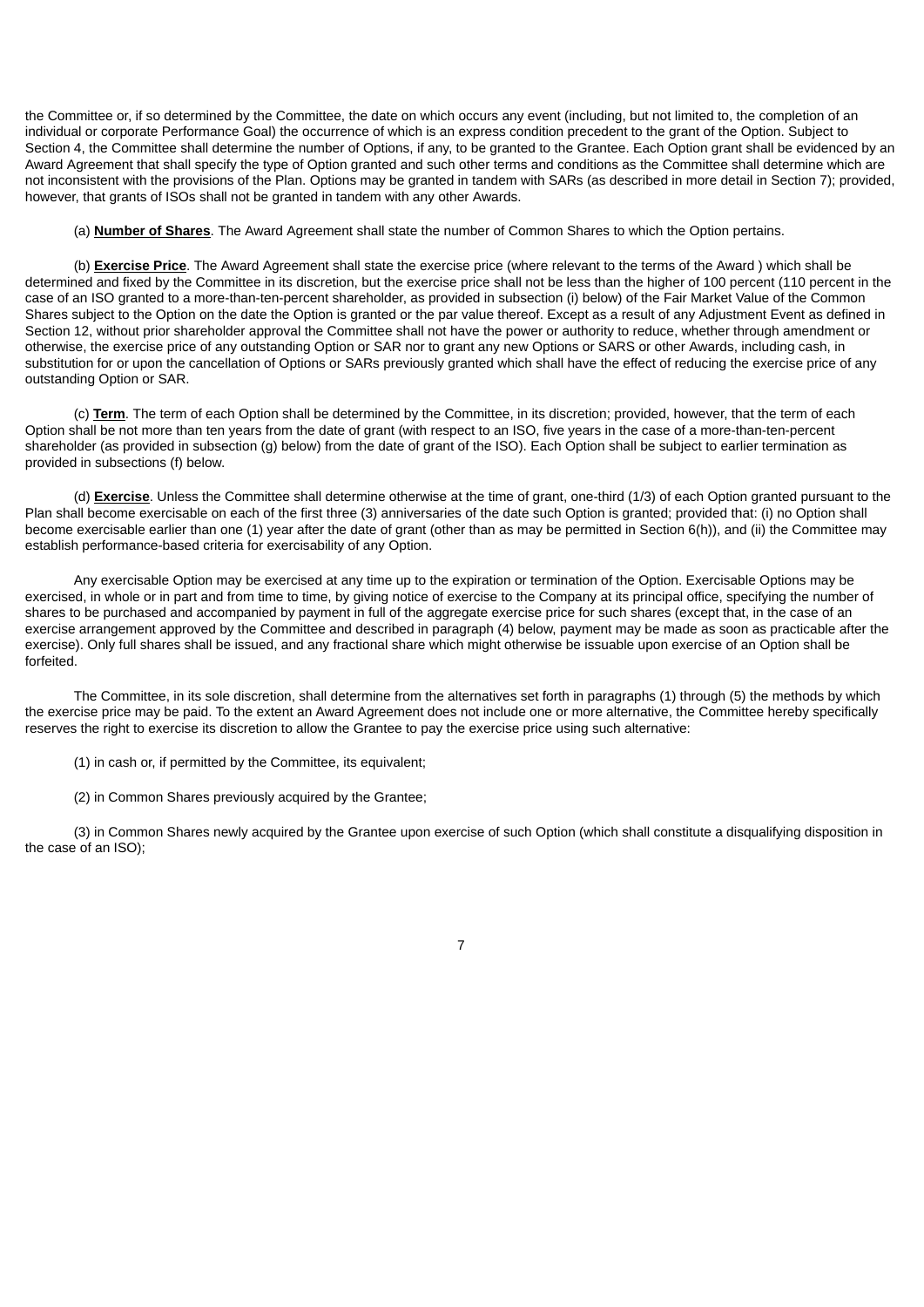the Committee or, if so determined by the Committee, the date on which occurs any event (including, but not limited to, the completion of an individual or corporate Performance Goal) the occurrence of which is an express condition precedent to the grant of the Option. Subject to Section 4, the Committee shall determine the number of Options, if any, to be granted to the Grantee. Each Option grant shall be evidenced by an Award Agreement that shall specify the type of Option granted and such other terms and conditions as the Committee shall determine which are not inconsistent with the provisions of the Plan. Options may be granted in tandem with SARs (as described in more detail in Section 7); provided, however, that grants of ISOs shall not be granted in tandem with any other Awards.

(a) **Number of Shares**. The Award Agreement shall state the number of Common Shares to which the Option pertains.

(b) **Exercise Price**. The Award Agreement shall state the exercise price (where relevant to the terms of the Award ) which shall be determined and fixed by the Committee in its discretion, but the exercise price shall not be less than the higher of 100 percent (110 percent in the case of an ISO granted to a more-than-ten-percent shareholder, as provided in subsection (i) below) of the Fair Market Value of the Common Shares subject to the Option on the date the Option is granted or the par value thereof. Except as a result of any Adjustment Event as defined in Section 12, without prior shareholder approval the Committee shall not have the power or authority to reduce, whether through amendment or otherwise, the exercise price of any outstanding Option or SAR nor to grant any new Options or SARS or other Awards, including cash, in substitution for or upon the cancellation of Options or SARs previously granted which shall have the effect of reducing the exercise price of any outstanding Option or SAR.

(c) **Term**. The term of each Option shall be determined by the Committee, in its discretion; provided, however, that the term of each Option shall be not more than ten years from the date of grant (with respect to an ISO, five years in the case of a more-than-ten-percent shareholder (as provided in subsection (g) below) from the date of grant of the ISO). Each Option shall be subject to earlier termination as provided in subsections (f) below.

(d) **Exercise**. Unless the Committee shall determine otherwise at the time of grant, one-third (1/3) of each Option granted pursuant to the Plan shall become exercisable on each of the first three (3) anniversaries of the date such Option is granted; provided that: (i) no Option shall become exercisable earlier than one (1) year after the date of grant (other than as may be permitted in Section 6(h)), and (ii) the Committee may establish performance-based criteria for exercisability of any Option.

Any exercisable Option may be exercised at any time up to the expiration or termination of the Option. Exercisable Options may be exercised, in whole or in part and from time to time, by giving notice of exercise to the Company at its principal office, specifying the number of shares to be purchased and accompanied by payment in full of the aggregate exercise price for such shares (except that, in the case of an exercise arrangement approved by the Committee and described in paragraph (4) below, payment may be made as soon as practicable after the exercise). Only full shares shall be issued, and any fractional share which might otherwise be issuable upon exercise of an Option shall be forfeited.

The Committee, in its sole discretion, shall determine from the alternatives set forth in paragraphs (1) through (5) the methods by which the exercise price may be paid. To the extent an Award Agreement does not include one or more alternative, the Committee hereby specifically reserves the right to exercise its discretion to allow the Grantee to pay the exercise price using such alternative:

(1) in cash or, if permitted by the Committee, its equivalent;

(2) in Common Shares previously acquired by the Grantee;

(3) in Common Shares newly acquired by the Grantee upon exercise of such Option (which shall constitute a disqualifying disposition in the case of an ISO);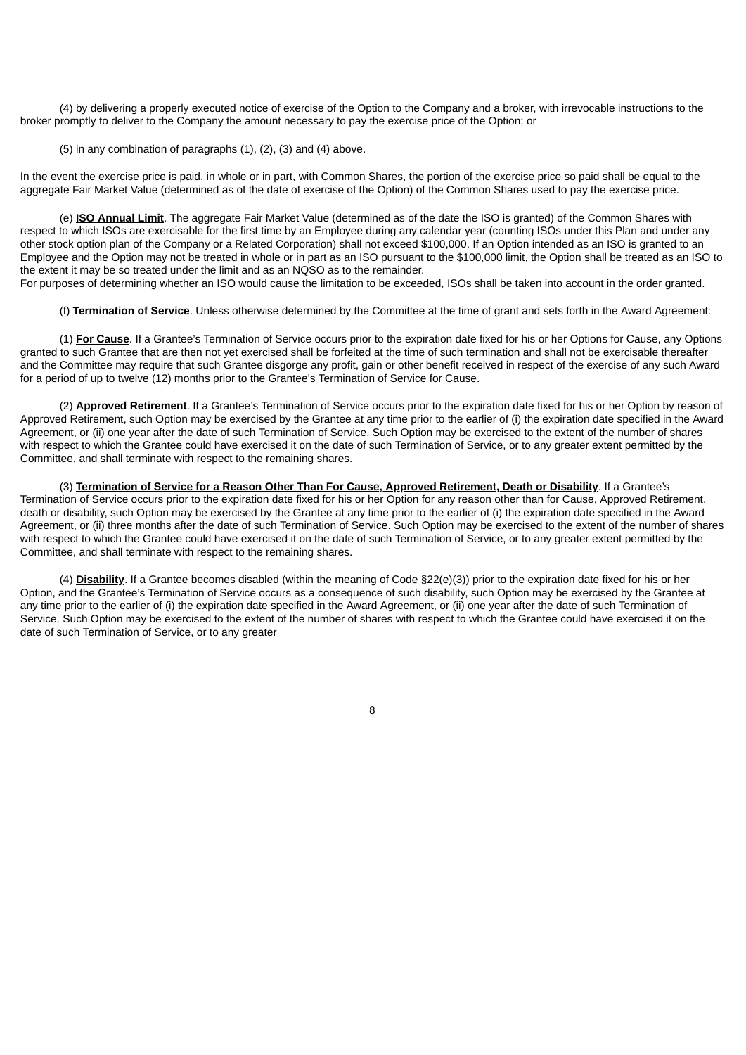(4) by delivering a properly executed notice of exercise of the Option to the Company and a broker, with irrevocable instructions to the broker promptly to deliver to the Company the amount necessary to pay the exercise price of the Option; or

(5) in any combination of paragraphs (1), (2), (3) and (4) above.

In the event the exercise price is paid, in whole or in part, with Common Shares, the portion of the exercise price so paid shall be equal to the aggregate Fair Market Value (determined as of the date of exercise of the Option) of the Common Shares used to pay the exercise price.

(e) **ISO Annual Limit**. The aggregate Fair Market Value (determined as of the date the ISO is granted) of the Common Shares with respect to which ISOs are exercisable for the first time by an Employee during any calendar year (counting ISOs under this Plan and under any other stock option plan of the Company or a Related Corporation) shall not exceed $100,000. If an Option intended as an ISO is granted to an Employee and the Option may not be treated in whole or in part as an ISO pursuant to the $100,000 limit, the Option shall be treated as an ISO to the extent it may be so treated under the limit and as an NQSO as to the remainder.
For purposes of determining whether an ISO would cause the limitation to be exceeded, ISOs shall be taken into account in the order granted.

(f) **Termination of Service**. Unless otherwise determined by the Committee at the time of grant and sets forth in the Award Agreement:

(1) **For Cause**. If a Grantee's Termination of Service occurs prior to the expiration date fixed for his or her Options for Cause, any Options granted to such Grantee that are then not yet exercised shall be forfeited at the time of such termination and shall not be exercisable thereafter and the Committee may require that such Grantee disgorge any profit, gain or other benefit received in respect of the exercise of any such Award for a period of up to twelve (12) months prior to the Grantee's Termination of Service for Cause.

(2) **Approved Retirement**. If a Grantee's Termination of Service occurs prior to the expiration date fixed for his or her Option by reason of Approved Retirement, such Option may be exercised by the Grantee at any time prior to the earlier of (i) the expiration date specified in the Award Agreement, or (ii) one year after the date of such Termination of Service. Such Option may be exercised to the extent of the number of shares with respect to which the Grantee could have exercised it on the date of such Termination of Service, or to any greater extent permitted by the Committee, and shall terminate with respect to the remaining shares.

(3) **Termination of Service for a Reason Other Than For Cause, Approved Retirement, Death or Disability**. If a Grantee's Termination of Service occurs prior to the expiration date fixed for his or her Option for any reason other than for Cause, Approved Retirement, death or disability, such Option may be exercised by the Grantee at any time prior to the earlier of (i) the expiration date specified in the Award Agreement, or (ii) three months after the date of such Termination of Service. Such Option may be exercised to the extent of the number of shares with respect to which the Grantee could have exercised it on the date of such Termination of Service, or to any greater extent permitted by the Committee, and shall terminate with respect to the remaining shares.

(4) **Disability**. If a Grantee becomes disabled (within the meaning of Code §22(e)(3)) prior to the expiration date fixed for his or her Option, and the Grantee's Termination of Service occurs as a consequence of such disability, such Option may be exercised by the Grantee at any time prior to the earlier of (i) the expiration date specified in the Award Agreement, or (ii) one year after the date of such Termination of Service. Such Option may be exercised to the extent of the number of shares with respect to which the Grantee could have exercised it on the date of such Termination of Service, or to any greater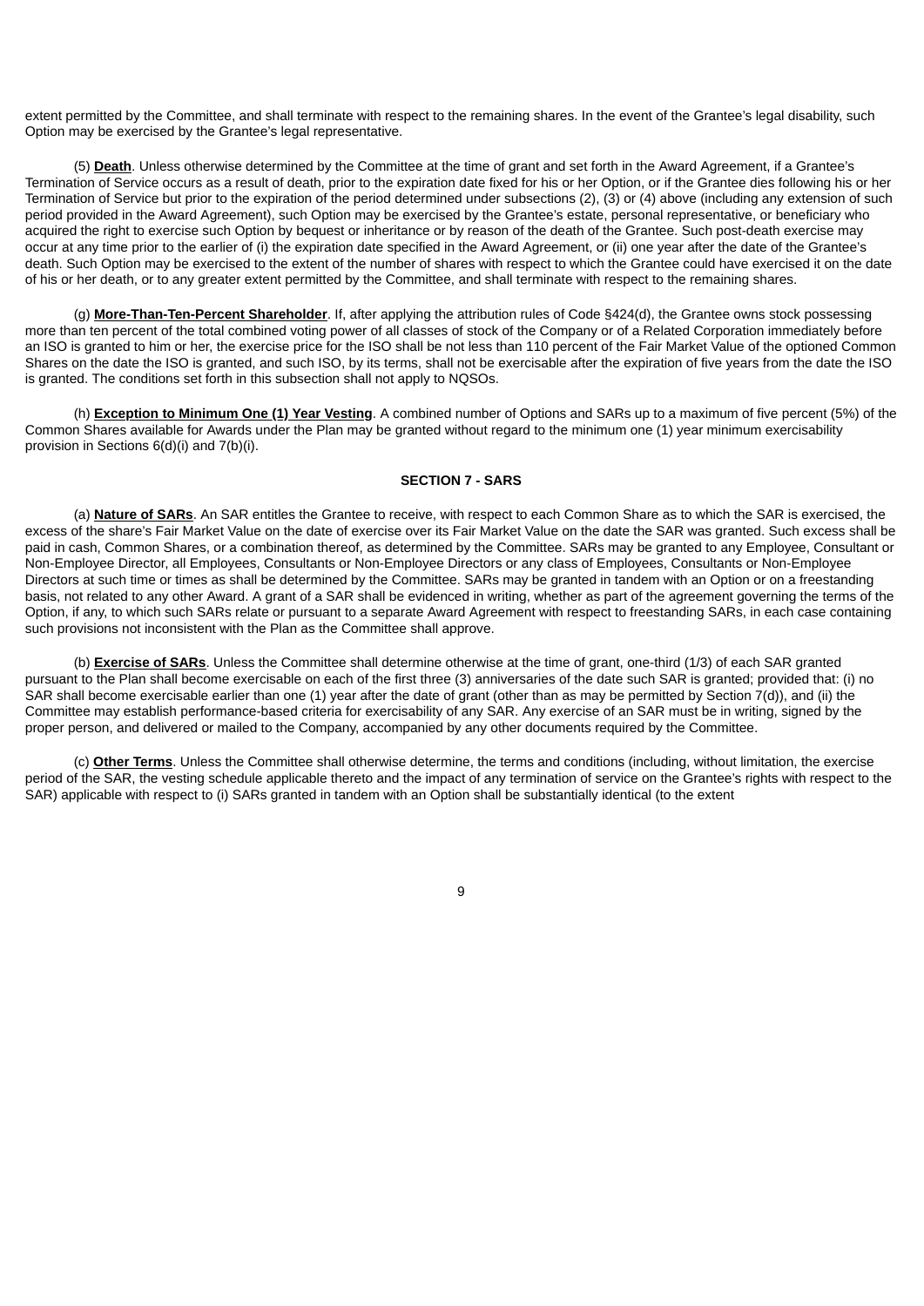extent permitted by the Committee, and shall terminate with respect to the remaining shares. In the event of the Grantee's legal disability, such Option may be exercised by the Grantee's legal representative.

(5) **Death**. Unless otherwise determined by the Committee at the time of grant and set forth in the Award Agreement, if a Grantee's Termination of Service occurs as a result of death, prior to the expiration date fixed for his or her Option, or if the Grantee dies following his or her Termination of Service but prior to the expiration of the period determined under subsections (2), (3) or (4) above (including any extension of such period provided in the Award Agreement), such Option may be exercised by the Grantee's estate, personal representative, or beneficiary who acquired the right to exercise such Option by bequest or inheritance or by reason of the death of the Grantee. Such post-death exercise may occur at any time prior to the earlier of (i) the expiration date specified in the Award Agreement, or (ii) one year after the date of the Grantee's death. Such Option may be exercised to the extent of the number of shares with respect to which the Grantee could have exercised it on the date of his or her death, or to any greater extent permitted by the Committee, and shall terminate with respect to the remaining shares.

(g) **More-Than-Ten-Percent Shareholder**. If, after applying the attribution rules of Code §424(d), the Grantee owns stock possessing more than ten percent of the total combined voting power of all classes of stock of the Company or of a Related Corporation immediately before an ISO is granted to him or her, the exercise price for the ISO shall be not less than 110 percent of the Fair Market Value of the optioned Common Shares on the date the ISO is granted, and such ISO, by its terms, shall not be exercisable after the expiration of five years from the date the ISO is granted. The conditions set forth in this subsection shall not apply to NQSOs.

(h) **Exception to Minimum One (1) Year Vesting**. A combined number of Options and SARs up to a maximum of five percent (5%) of the Common Shares available for Awards under the Plan may be granted without regard to the minimum one (1) year minimum exercisability provision in Sections 6(d)(i) and 7(b)(i).

## SECTION 7 - SARS

(a) **Nature of SARs**. An SAR entitles the Grantee to receive, with respect to each Common Share as to which the SAR is exercised, the excess of the share's Fair Market Value on the date of exercise over its Fair Market Value on the date the SAR was granted. Such excess shall be paid in cash, Common Shares, or a combination thereof, as determined by the Committee. SARs may be granted to any Employee, Consultant or Non-Employee Director, all Employees, Consultants or Non-Employee Directors or any class of Employees, Consultants or Non-Employee Directors at such time or times as shall be determined by the Committee. SARs may be granted in tandem with an Option or on a freestanding basis, not related to any other Award. A grant of a SAR shall be evidenced in writing, whether as part of the agreement governing the terms of the Option, if any, to which such SARs relate or pursuant to a separate Award Agreement with respect to freestanding SARs, in each case containing such provisions not inconsistent with the Plan as the Committee shall approve.

(b) **Exercise of SARs**. Unless the Committee shall determine otherwise at the time of grant, one-third (1/3) of each SAR granted pursuant to the Plan shall become exercisable on each of the first three (3) anniversaries of the date such SAR is granted; provided that: (i) no SAR shall become exercisable earlier than one (1) year after the date of grant (other than as may be permitted by Section 7(d)), and (ii) the Committee may establish performance-based criteria for exercisability of any SAR. Any exercise of an SAR must be in writing, signed by the proper person, and delivered or mailed to the Company, accompanied by any other documents required by the Committee.

(c) **Other Terms**. Unless the Committee shall otherwise determine, the terms and conditions (including, without limitation, the exercise period of the SAR, the vesting schedule applicable thereto and the impact of any termination of service on the Grantee's rights with respect to the SAR) applicable with respect to (i) SARs granted in tandem with an Option shall be substantially identical (to the extent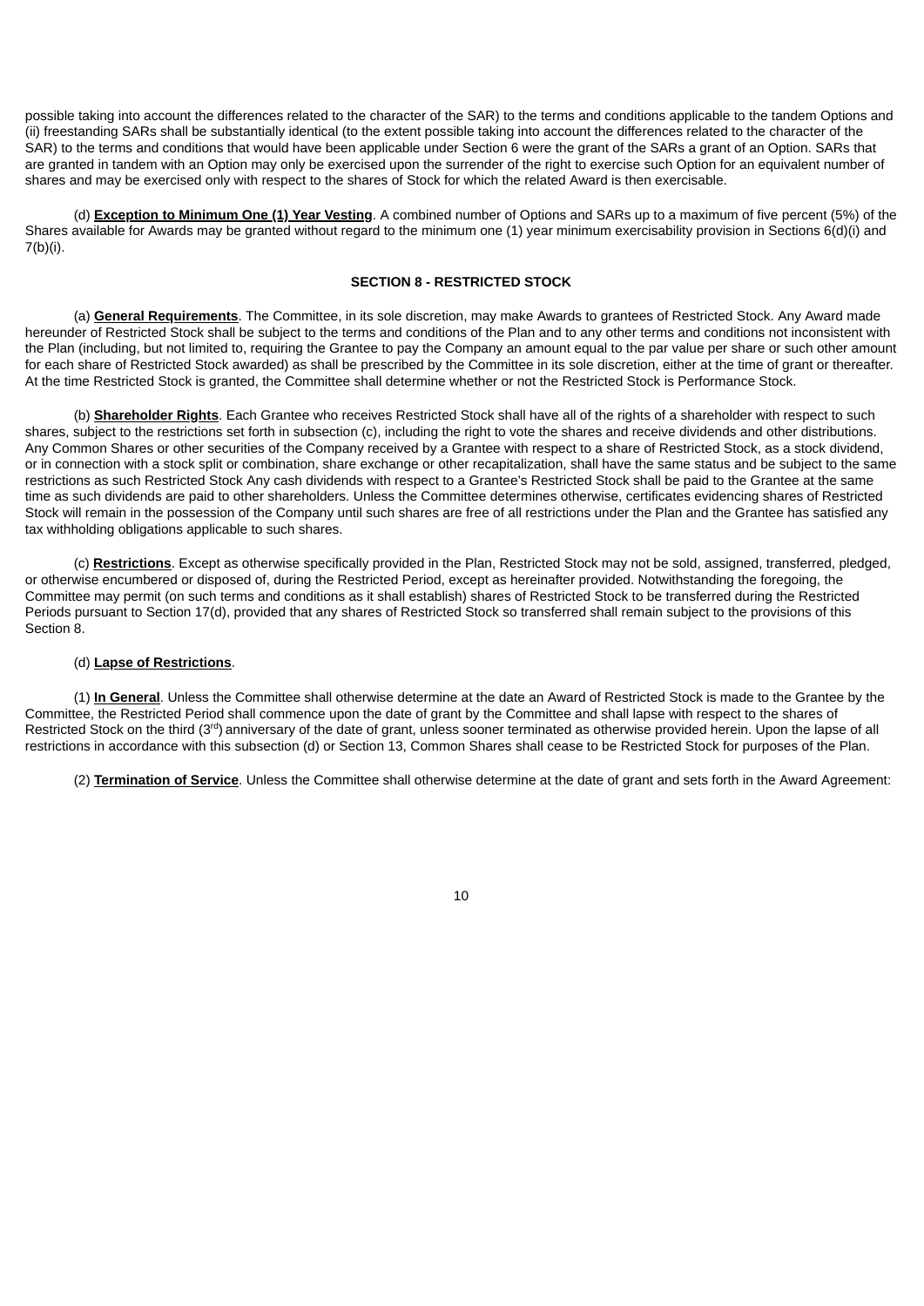possible taking into account the differences related to the character of the SAR) to the terms and conditions applicable to the tandem Options and (ii) freestanding SARs shall be substantially identical (to the extent possible taking into account the differences related to the character of the SAR) to the terms and conditions that would have been applicable under Section 6 were the grant of the SARs a grant of an Option. SARs that are granted in tandem with an Option may only be exercised upon the surrender of the right to exercise such Option for an equivalent number of shares and may be exercised only with respect to the shares of Stock for which the related Award is then exercisable.

(d) **Exception to Minimum One (1) Year Vesting**. A combined number of Options and SARs up to a maximum of five percent (5%) of the Shares available for Awards may be granted without regard to the minimum one (1) year minimum exercisability provision in Sections 6(d)(i) and 7(b)(i).

**SECTION 8 - RESTRICTED STOCK**

(a) **General Requirements**. The Committee, in its sole discretion, may make Awards to grantees of Restricted Stock. Any Award made hereunder of Restricted Stock shall be subject to the terms and conditions of the Plan and to any other terms and conditions not inconsistent with the Plan (including, but not limited to, requiring the Grantee to pay the Company an amount equal to the par value per share or such other amount for each share of Restricted Stock awarded) as shall be prescribed by the Committee in its sole discretion, either at the time of grant or thereafter. At the time Restricted Stock is granted, the Committee shall determine whether or not the Restricted Stock is Performance Stock.

(b) **Shareholder Rights**. Each Grantee who receives Restricted Stock shall have all of the rights of a shareholder with respect to such shares, subject to the restrictions set forth in subsection (c), including the right to vote the shares and receive dividends and other distributions. Any Common Shares or other securities of the Company received by a Grantee with respect to a share of Restricted Stock, as a stock dividend, or in connection with a stock split or combination, share exchange or other recapitalization, shall have the same status and be subject to the same restrictions as such Restricted Stock Any cash dividends with respect to a Grantee's Restricted Stock shall be paid to the Grantee at the same time as such dividends are paid to other shareholders. Unless the Committee determines otherwise, certificates evidencing shares of Restricted Stock will remain in the possession of the Company until such shares are free of all restrictions under the Plan and the Grantee has satisfied any tax withholding obligations applicable to such shares.

(c) **Restrictions**. Except as otherwise specifically provided in the Plan, Restricted Stock may not be sold, assigned, transferred, pledged, or otherwise encumbered or disposed of, during the Restricted Period, except as hereinafter provided. Notwithstanding the foregoing, the Committee may permit (on such terms and conditions as it shall establish) shares of Restricted Stock to be transferred during the Restricted Periods pursuant to Section 17(d), provided that any shares of Restricted Stock so transferred shall remain subject to the provisions of this Section 8.

(d) **Lapse of Restrictions**.

(1) **In General**. Unless the Committee shall otherwise determine at the date an Award of Restricted Stock is made to the Grantee by the Committee, the Restricted Period shall commence upon the date of grant by the Committee and shall lapse with respect to the shares of Restricted Stock on the third (3rd) anniversary of the date of grant, unless sooner terminated as otherwise provided herein. Upon the lapse of all restrictions in accordance with this subsection (d) or Section 13, Common Shares shall cease to be Restricted Stock for purposes of the Plan.

(2) **Termination of Service**. Unless the Committee shall otherwise determine at the date of grant and sets forth in the Award Agreement: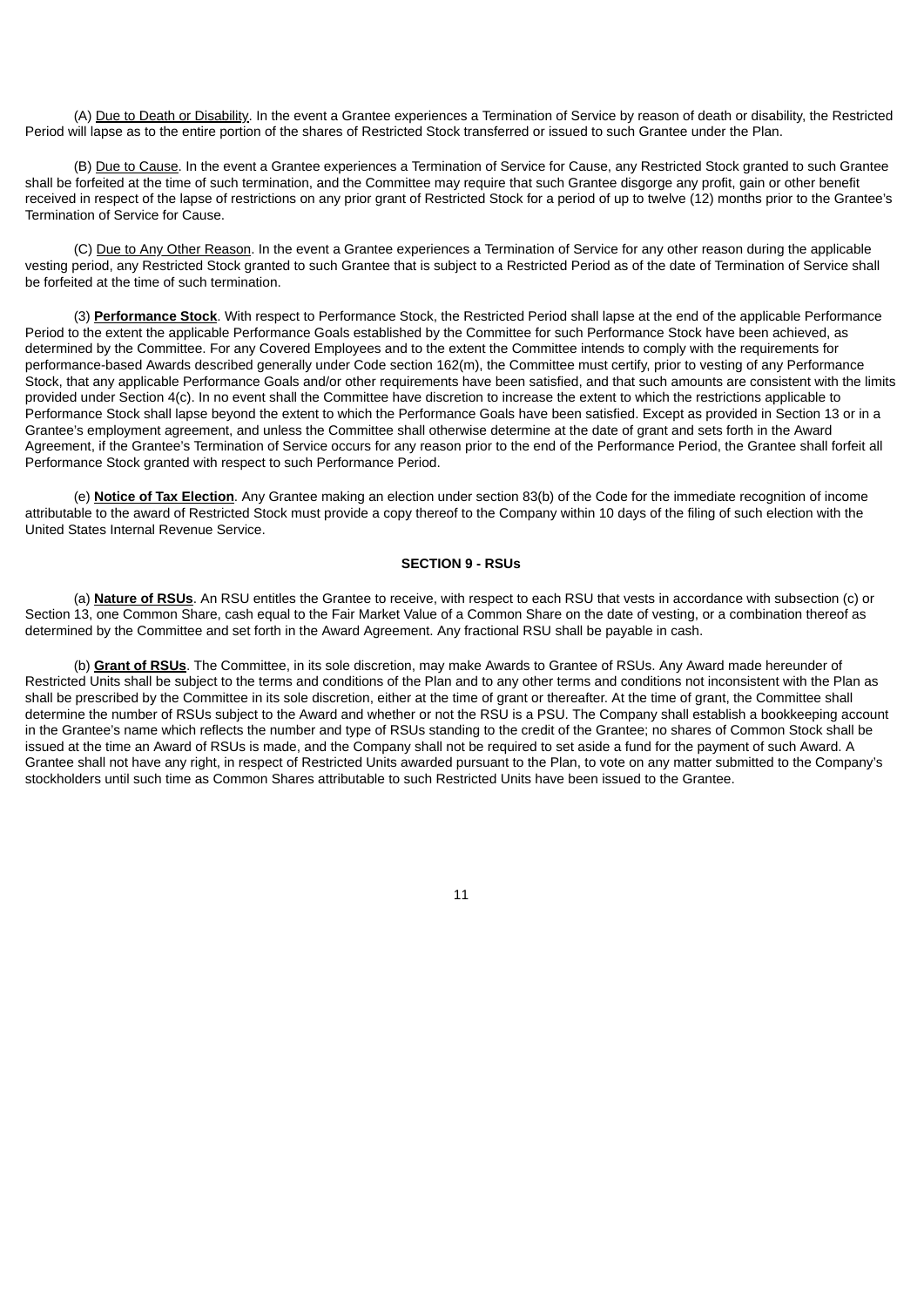(A) Due to Death or Disability. In the event a Grantee experiences a Termination of Service by reason of death or disability, the Restricted Period will lapse as to the entire portion of the shares of Restricted Stock transferred or issued to such Grantee under the Plan.

(B) Due to Cause. In the event a Grantee experiences a Termination of Service for Cause, any Restricted Stock granted to such Grantee shall be forfeited at the time of such termination, and the Committee may require that such Grantee disgorge any profit, gain or other benefit received in respect of the lapse of restrictions on any prior grant of Restricted Stock for a period of up to twelve (12) months prior to the Grantee's Termination of Service for Cause.

(C) Due to Any Other Reason. In the event a Grantee experiences a Termination of Service for any other reason during the applicable vesting period, any Restricted Stock granted to such Grantee that is subject to a Restricted Period as of the date of Termination of Service shall be forfeited at the time of such termination.

(3) **Performance Stock**. With respect to Performance Stock, the Restricted Period shall lapse at the end of the applicable Performance Period to the extent the applicable Performance Goals established by the Committee for such Performance Stock have been achieved, as determined by the Committee. For any Covered Employees and to the extent the Committee intends to comply with the requirements for performance-based Awards described generally under Code section 162(m), the Committee must certify, prior to vesting of any Performance Stock, that any applicable Performance Goals and/or other requirements have been satisfied, and that such amounts are consistent with the limits provided under Section 4(c). In no event shall the Committee have discretion to increase the extent to which the restrictions applicable to Performance Stock shall lapse beyond the extent to which the Performance Goals have been satisfied. Except as provided in Section 13 or in a Grantee's employment agreement, and unless the Committee shall otherwise determine at the date of grant and sets forth in the Award Agreement, if the Grantee's Termination of Service occurs for any reason prior to the end of the Performance Period, the Grantee shall forfeit all Performance Stock granted with respect to such Performance Period.

(e) **Notice of Tax Election**. Any Grantee making an election under section 83(b) of the Code for the immediate recognition of income attributable to the award of Restricted Stock must provide a copy thereof to the Company within 10 days of the filing of such election with the United States Internal Revenue Service.

**SECTION 9 - RSUs**

(a) **Nature of RSUs**. An RSU entitles the Grantee to receive, with respect to each RSU that vests in accordance with subsection (c) or Section 13, one Common Share, cash equal to the Fair Market Value of a Common Share on the date of vesting, or a combination thereof as determined by the Committee and set forth in the Award Agreement. Any fractional RSU shall be payable in cash.

(b) **Grant of RSUs**. The Committee, in its sole discretion, may make Awards to Grantee of RSUs. Any Award made hereunder of Restricted Units shall be subject to the terms and conditions of the Plan and to any other terms and conditions not inconsistent with the Plan as shall be prescribed by the Committee in its sole discretion, either at the time of grant or thereafter. At the time of grant, the Committee shall determine the number of RSUs subject to the Award and whether or not the RSU is a PSU. The Company shall establish a bookkeeping account in the Grantee's name which reflects the number and type of RSUs standing to the credit of the Grantee; no shares of Common Stock shall be issued at the time an Award of RSUs is made, and the Company shall not be required to set aside a fund for the payment of such Award. A Grantee shall not have any right, in respect of Restricted Units awarded pursuant to the Plan, to vote on any matter submitted to the Company's stockholders until such time as Common Shares attributable to such Restricted Units have been issued to the Grantee.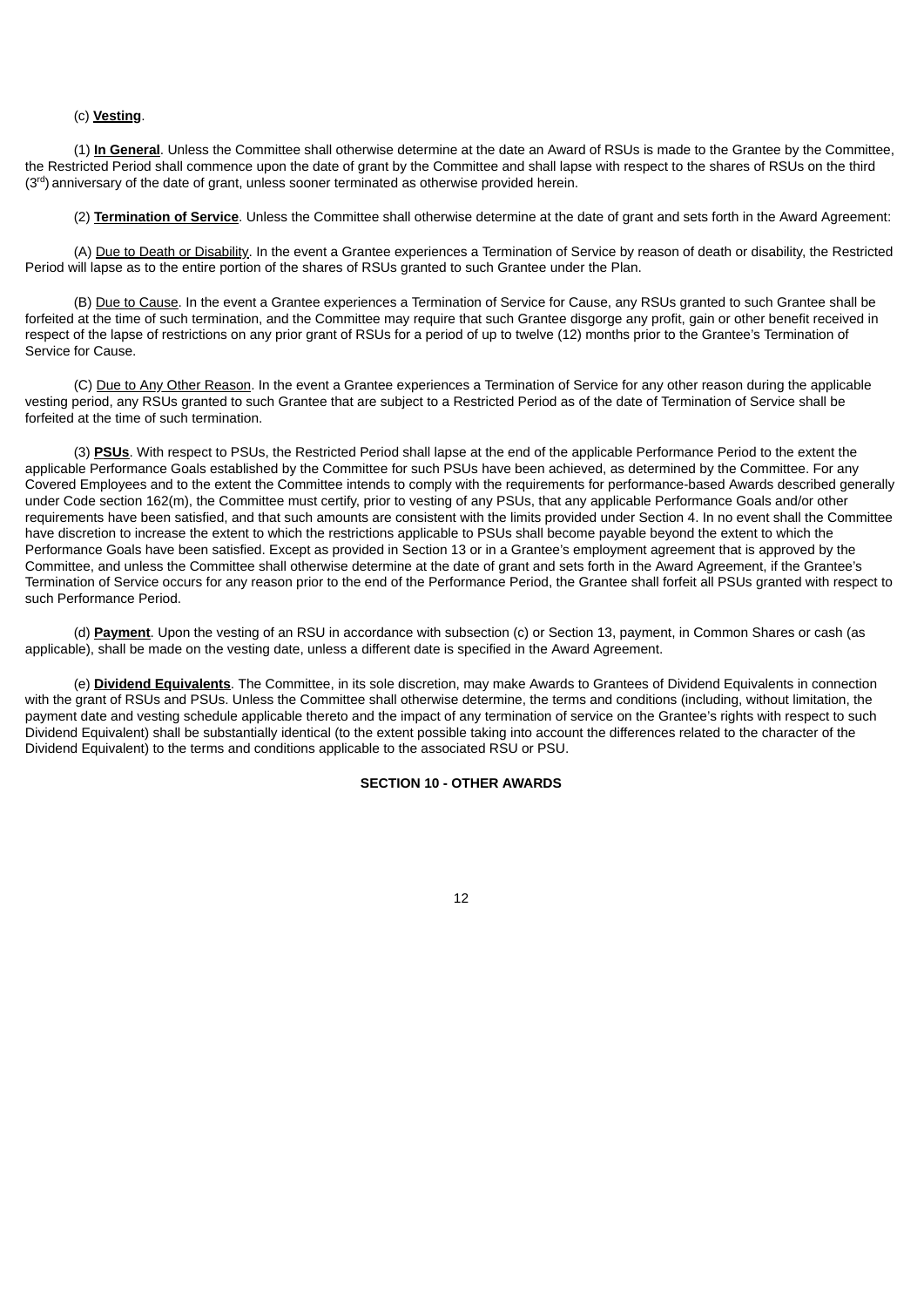(c) **Vesting**.

(1) **In General**. Unless the Committee shall otherwise determine at the date an Award of RSUs is made to the Grantee by the Committee, the Restricted Period shall commence upon the date of grant by the Committee and shall lapse with respect to the shares of RSUs on the third ($3^{rd}$) anniversary of the date of grant, unless sooner terminated as otherwise provided herein.

(2) **Termination of Service**. Unless the Committee shall otherwise determine at the date of grant and sets forth in the Award Agreement:

(A) Due to Death or Disability. In the event a Grantee experiences a Termination of Service by reason of death or disability, the Restricted Period will lapse as to the entire portion of the shares of RSUs granted to such Grantee under the Plan.

(B) Due to Cause. In the event a Grantee experiences a Termination of Service for Cause, any RSUs granted to such Grantee shall be forfeited at the time of such termination, and the Committee may require that such Grantee disgorge any profit, gain or other benefit received in respect of the lapse of restrictions on any prior grant of RSUs for a period of up to twelve (12) months prior to the Grantee's Termination of Service for Cause.

(C) Due to Any Other Reason. In the event a Grantee experiences a Termination of Service for any other reason during the applicable vesting period, any RSUs granted to such Grantee that are subject to a Restricted Period as of the date of Termination of Service shall be forfeited at the time of such termination.

(3) **PSUs**. With respect to PSUs, the Restricted Period shall lapse at the end of the applicable Performance Period to the extent the applicable Performance Goals established by the Committee for such PSUs have been achieved, as determined by the Committee. For any Covered Employees and to the extent the Committee intends to comply with the requirements for performance-based Awards described generally under Code section 162(m), the Committee must certify, prior to vesting of any PSUs, that any applicable Performance Goals and/or other requirements have been satisfied, and that such amounts are consistent with the limits provided under Section 4. In no event shall the Committee have discretion to increase the extent to which the restrictions applicable to PSUs shall become payable beyond the extent to which the Performance Goals have been satisfied. Except as provided in Section 13 or in a Grantee's employment agreement that is approved by the Committee, and unless the Committee shall otherwise determine at the date of grant and sets forth in the Award Agreement, if the Grantee's Termination of Service occurs for any reason prior to the end of the Performance Period, the Grantee shall forfeit all PSUs granted with respect to such Performance Period.

(d) **Payment**. Upon the vesting of an RSU in accordance with subsection (c) or Section 13, payment, in Common Shares or cash (as applicable), shall be made on the vesting date, unless a different date is specified in the Award Agreement.

(e) **Dividend Equivalents**. The Committee, in its sole discretion, may make Awards to Grantees of Dividend Equivalents in connection with the grant of RSUs and PSUs. Unless the Committee shall otherwise determine, the terms and conditions (including, without limitation, the payment date and vesting schedule applicable thereto and the impact of any termination of service on the Grantee's rights with respect to such Dividend Equivalent) shall be substantially identical (to the extent possible taking into account the differences related to the character of the Dividend Equivalent) to the terms and conditions applicable to the associated RSU or PSU.

## SECTION 10 - OTHER AWARDS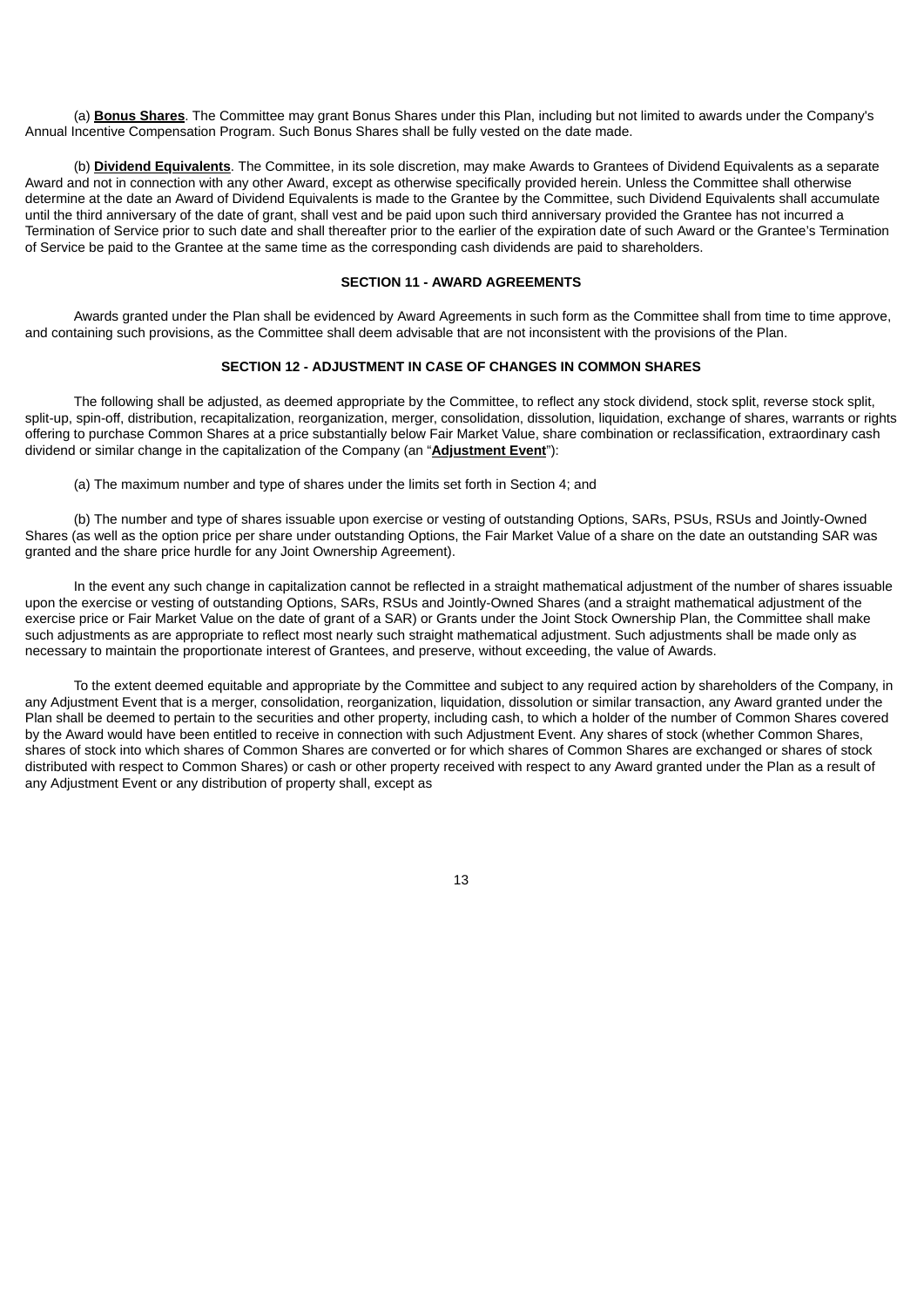(a) **Bonus Shares**. The Committee may grant Bonus Shares under this Plan, including but not limited to awards under the Company's Annual Incentive Compensation Program. Such Bonus Shares shall be fully vested on the date made.

(b) **Dividend Equivalents**. The Committee, in its sole discretion, may make Awards to Grantees of Dividend Equivalents as a separate Award and not in connection with any other Award, except as otherwise specifically provided herein. Unless the Committee shall otherwise determine at the date an Award of Dividend Equivalents is made to the Grantee by the Committee, such Dividend Equivalents shall accumulate until the third anniversary of the date of grant, shall vest and be paid upon such third anniversary provided the Grantee has not incurred a Termination of Service prior to such date and shall thereafter prior to the earlier of the expiration date of such Award or the Grantee's Termination of Service be paid to the Grantee at the same time as the corresponding cash dividends are paid to shareholders.

## SECTION 11 - AWARD AGREEMENTS

Awards granted under the Plan shall be evidenced by Award Agreements in such form as the Committee shall from time to time approve, and containing such provisions, as the Committee shall deem advisable that are not inconsistent with the provisions of the Plan.

## SECTION 12 - ADJUSTMENT IN CASE OF CHANGES IN COMMON SHARES

The following shall be adjusted, as deemed appropriate by the Committee, to reflect any stock dividend, stock split, reverse stock split, split-up, spin-off, distribution, recapitalization, reorganization, merger, consolidation, dissolution, liquidation, exchange of shares, warrants or rights offering to purchase Common Shares at a price substantially below Fair Market Value, share combination or reclassification, extraordinary cash dividend or similar change in the capitalization of the Company (an "**Adjustment Event**"):

(a) The maximum number and type of shares under the limits set forth in Section 4; and

(b) The number and type of shares issuable upon exercise or vesting of outstanding Options, SARs, PSUs, RSUs and Jointly-Owned Shares (as well as the option price per share under outstanding Options, the Fair Market Value of a share on the date an outstanding SAR was granted and the share price hurdle for any Joint Ownership Agreement).

In the event any such change in capitalization cannot be reflected in a straight mathematical adjustment of the number of shares issuable upon the exercise or vesting of outstanding Options, SARs, RSUs and Jointly-Owned Shares (and a straight mathematical adjustment of the exercise price or Fair Market Value on the date of grant of a SAR) or Grants under the Joint Stock Ownership Plan, the Committee shall make such adjustments as are appropriate to reflect most nearly such straight mathematical adjustment. Such adjustments shall be made only as necessary to maintain the proportionate interest of Grantees, and preserve, without exceeding, the value of Awards.

To the extent deemed equitable and appropriate by the Committee and subject to any required action by shareholders of the Company, in any Adjustment Event that is a merger, consolidation, reorganization, liquidation, dissolution or similar transaction, any Award granted under the Plan shall be deemed to pertain to the securities and other property, including cash, to which a holder of the number of Common Shares covered by the Award would have been entitled to receive in connection with such Adjustment Event. Any shares of stock (whether Common Shares, shares of stock into which shares of Common Shares are converted or for which shares of Common Shares are exchanged or shares of stock distributed with respect to Common Shares) or cash or other property received with respect to any Award granted under the Plan as a result of any Adjustment Event or any distribution of property shall, except as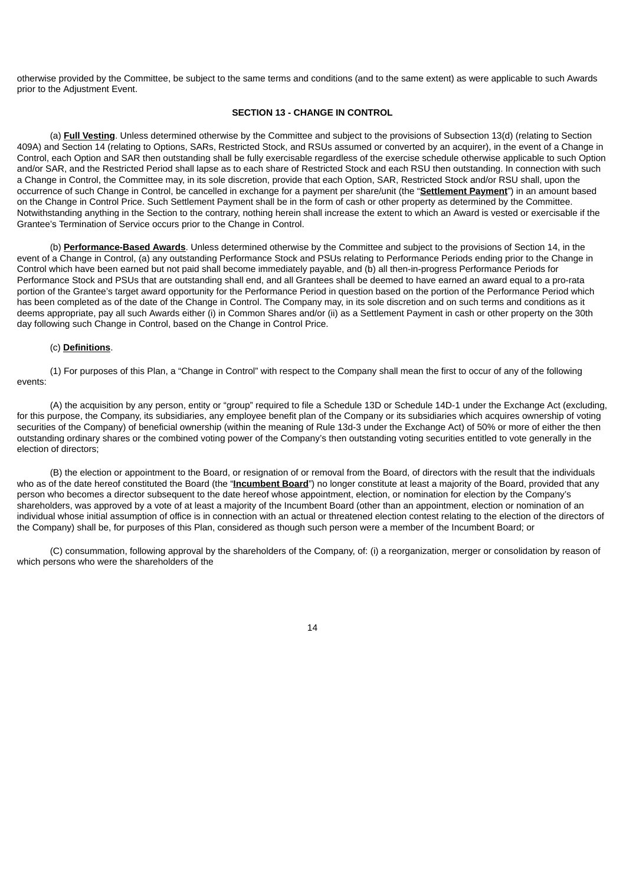otherwise provided by the Committee, be subject to the same terms and conditions (and to the same extent) as were applicable to such Awards prior to the Adjustment Event.

**SECTION 13 - CHANGE IN CONTROL**

(a) **Full Vesting**. Unless determined otherwise by the Committee and subject to the provisions of Subsection 13(d) (relating to Section 409A) and Section 14 (relating to Options, SARs, Restricted Stock, and RSUs assumed or converted by an acquirer), in the event of a Change in Control, each Option and SAR then outstanding shall be fully exercisable regardless of the exercise schedule otherwise applicable to such Option and/or SAR, and the Restricted Period shall lapse as to each share of Restricted Stock and each RSU then outstanding. In connection with such a Change in Control, the Committee may, in its sole discretion, provide that each Option, SAR, Restricted Stock and/or RSU shall, upon the occurrence of such Change in Control, be cancelled in exchange for a payment per share/unit (the "**Settlement Payment**") in an amount based on the Change in Control Price. Such Settlement Payment shall be in the form of cash or other property as determined by the Committee. Notwithstanding anything in the Section to the contrary, nothing herein shall increase the extent to which an Award is vested or exercisable if the Grantee's Termination of Service occurs prior to the Change in Control.

(b) **Performance-Based Awards**. Unless determined otherwise by the Committee and subject to the provisions of Section 14, in the event of a Change in Control, (a) any outstanding Performance Stock and PSUs relating to Performance Periods ending prior to the Change in Control which have been earned but not paid shall become immediately payable, and (b) all then-in-progress Performance Periods for Performance Stock and PSUs that are outstanding shall end, and all Grantees shall be deemed to have earned an award equal to a pro-rata portion of the Grantee's target award opportunity for the Performance Period in question based on the portion of the Performance Period which has been completed as of the date of the Change in Control. The Company may, in its sole discretion and on such terms and conditions as it deems appropriate, pay all such Awards either (i) in Common Shares and/or (ii) as a Settlement Payment in cash or other property on the 30th day following such Change in Control, based on the Change in Control Price.

(c) **Definitions**.

(1) For purposes of this Plan, a "Change in Control" with respect to the Company shall mean the first to occur of any of the following events:

(A) the acquisition by any person, entity or "group" required to file a Schedule 13D or Schedule 14D-1 under the Exchange Act (excluding, for this purpose, the Company, its subsidiaries, any employee benefit plan of the Company or its subsidiaries which acquires ownership of voting securities of the Company) of beneficial ownership (within the meaning of Rule 13d-3 under the Exchange Act) of 50% or more of either the then outstanding ordinary shares or the combined voting power of the Company's then outstanding voting securities entitled to vote generally in the election of directors;

(B) the election or appointment to the Board, or resignation of or removal from the Board, of directors with the result that the individuals who as of the date hereof constituted the Board (the "**Incumbent Board**") no longer constitute at least a majority of the Board, provided that any person who becomes a director subsequent to the date hereof whose appointment, election, or nomination for election by the Company's shareholders, was approved by a vote of at least a majority of the Incumbent Board (other than an appointment, election or nomination of an individual whose initial assumption of office is in connection with an actual or threatened election contest relating to the election of the directors of the Company) shall be, for purposes of this Plan, considered as though such person were a member of the Incumbent Board; or

(C) consummation, following approval by the shareholders of the Company, of: (i) a reorganization, merger or consolidation by reason of which persons who were the shareholders of the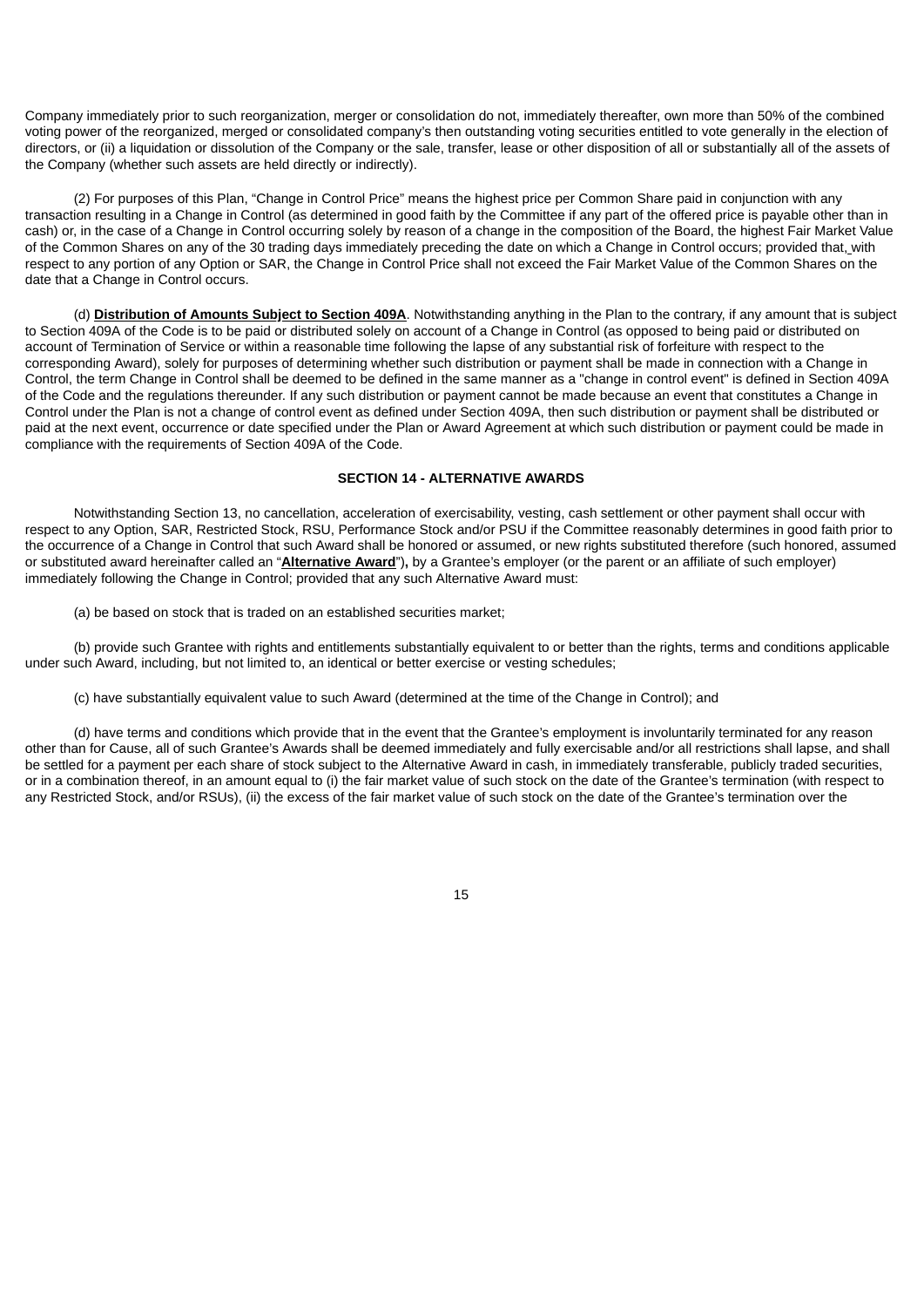Company immediately prior to such reorganization, merger or consolidation do not, immediately thereafter, own more than 50% of the combined voting power of the reorganized, merged or consolidated company's then outstanding voting securities entitled to vote generally in the election of directors, or (ii) a liquidation or dissolution of the Company or the sale, transfer, lease or other disposition of all or substantially all of the assets of the Company (whether such assets are held directly or indirectly).

(2) For purposes of this Plan, "Change in Control Price" means the highest price per Common Share paid in conjunction with any transaction resulting in a Change in Control (as determined in good faith by the Committee if any part of the offered price is payable other than in cash) or, in the case of a Change in Control occurring solely by reason of a change in the composition of the Board, the highest Fair Market Value of the Common Shares on any of the 30 trading days immediately preceding the date on which a Change in Control occurs; provided that, with respect to any portion of any Option or SAR, the Change in Control Price shall not exceed the Fair Market Value of the Common Shares on the date that a Change in Control occurs.

(d) **Distribution of Amounts Subject to Section 409A**. Notwithstanding anything in the Plan to the contrary, if any amount that is subject to Section 409A of the Code is to be paid or distributed solely on account of a Change in Control (as opposed to being paid or distributed on account of Termination of Service or within a reasonable time following the lapse of any substantial risk of forfeiture with respect to the corresponding Award), solely for purposes of determining whether such distribution or payment shall be made in connection with a Change in Control, the term Change in Control shall be deemed to be defined in the same manner as a "change in control event" is defined in Section 409A of the Code and the regulations thereunder. If any such distribution or payment cannot be made because an event that constitutes a Change in Control under the Plan is not a change of control event as defined under Section 409A, then such distribution or payment shall be distributed or paid at the next event, occurrence or date specified under the Plan or Award Agreement at which such distribution or payment could be made in compliance with the requirements of Section 409A of the Code.

## SECTION 14 - ALTERNATIVE AWARDS

Notwithstanding Section 13, no cancellation, acceleration of exercisability, vesting, cash settlement or other payment shall occur with respect to any Option, SAR, Restricted Stock, RSU, Performance Stock and/or PSU if the Committee reasonably determines in good faith prior to the occurrence of a Change in Control that such Award shall be honored or assumed, or new rights substituted therefore (such honored, assumed or substituted award hereinafter called an "**Alternative Award**"), by a Grantee's employer (or the parent or an affiliate of such employer) immediately following the Change in Control; provided that any such Alternative Award must:

(a) be based on stock that is traded on an established securities market;

(b) provide such Grantee with rights and entitlements substantially equivalent to or better than the rights, terms and conditions applicable under such Award, including, but not limited to, an identical or better exercise or vesting schedules;

(c) have substantially equivalent value to such Award (determined at the time of the Change in Control); and

(d) have terms and conditions which provide that in the event that the Grantee's employment is involuntarily terminated for any reason other than for Cause, all of such Grantee's Awards shall be deemed immediately and fully exercisable and/or all restrictions shall lapse, and shall be settled for a payment per each share of stock subject to the Alternative Award in cash, in immediately transferable, publicly traded securities, or in a combination thereof, in an amount equal to (i) the fair market value of such stock on the date of the Grantee's termination (with respect to any Restricted Stock, and/or RSUs), (ii) the excess of the fair market value of such stock on the date of the Grantee's termination over the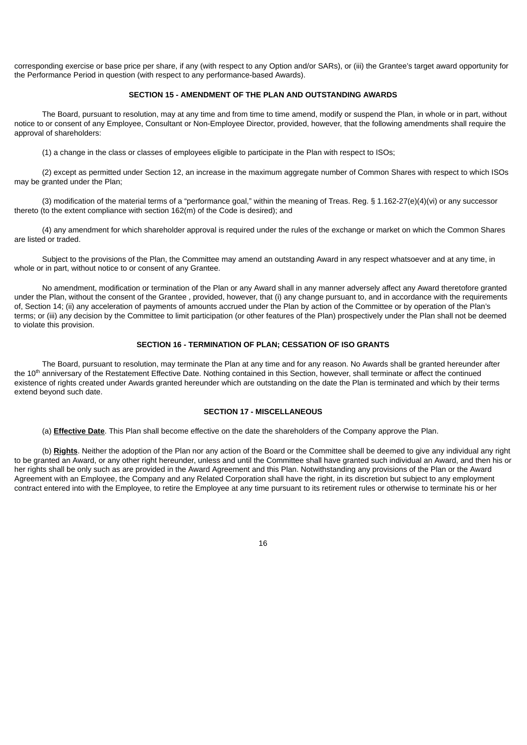corresponding exercise or base price per share, if any (with respect to any Option and/or SARs), or (iii) the Grantee's target award opportunity for the Performance Period in question (with respect to any performance-based Awards).

### SECTION 15 - AMENDMENT OF THE PLAN AND OUTSTANDING AWARDS

The Board, pursuant to resolution, may at any time and from time to time amend, modify or suspend the Plan, in whole or in part, without notice to or consent of any Employee, Consultant or Non-Employee Director, provided, however, that the following amendments shall require the approval of shareholders:

(1) a change in the class or classes of employees eligible to participate in the Plan with respect to ISOs;

(2) except as permitted under Section 12, an increase in the maximum aggregate number of Common Shares with respect to which ISOs may be granted under the Plan;

(3) modification of the material terms of a "performance goal," within the meaning of Treas. Reg. § 1.162-27(e)(4)(vi) or any successor thereto (to the extent compliance with section 162(m) of the Code is desired); and

(4) any amendment for which shareholder approval is required under the rules of the exchange or market on which the Common Shares are listed or traded.

Subject to the provisions of the Plan, the Committee may amend an outstanding Award in any respect whatsoever and at any time, in whole or in part, without notice to or consent of any Grantee.

No amendment, modification or termination of the Plan or any Award shall in any manner adversely affect any Award theretofore granted under the Plan, without the consent of the Grantee , provided, however, that (i) any change pursuant to, and in accordance with the requirements of, Section 14; (ii) any acceleration of payments of amounts accrued under the Plan by action of the Committee or by operation of the Plan's terms; or (iii) any decision by the Committee to limit participation (or other features of the Plan) prospectively under the Plan shall not be deemed to violate this provision.

### SECTION 16 - TERMINATION OF PLAN; CESSATION OF ISO GRANTS

The Board, pursuant to resolution, may terminate the Plan at any time and for any reason. No Awards shall be granted hereunder after the 10th anniversary of the Restatement Effective Date. Nothing contained in this Section, however, shall terminate or affect the continued existence of rights created under Awards granted hereunder which are outstanding on the date the Plan is terminated and which by their terms extend beyond such date.

### SECTION 17 - MISCELLANEOUS

(a) **Effective Date**. This Plan shall become effective on the date the shareholders of the Company approve the Plan.

(b) **Rights**. Neither the adoption of the Plan nor any action of the Board or the Committee shall be deemed to give any individual any right to be granted an Award, or any other right hereunder, unless and until the Committee shall have granted such individual an Award, and then his or her rights shall be only such as are provided in the Award Agreement and this Plan. Notwithstanding any provisions of the Plan or the Award Agreement with an Employee, the Company and any Related Corporation shall have the right, in its discretion but subject to any employment contract entered into with the Employee, to retire the Employee at any time pursuant to its retirement rules or otherwise to terminate his or her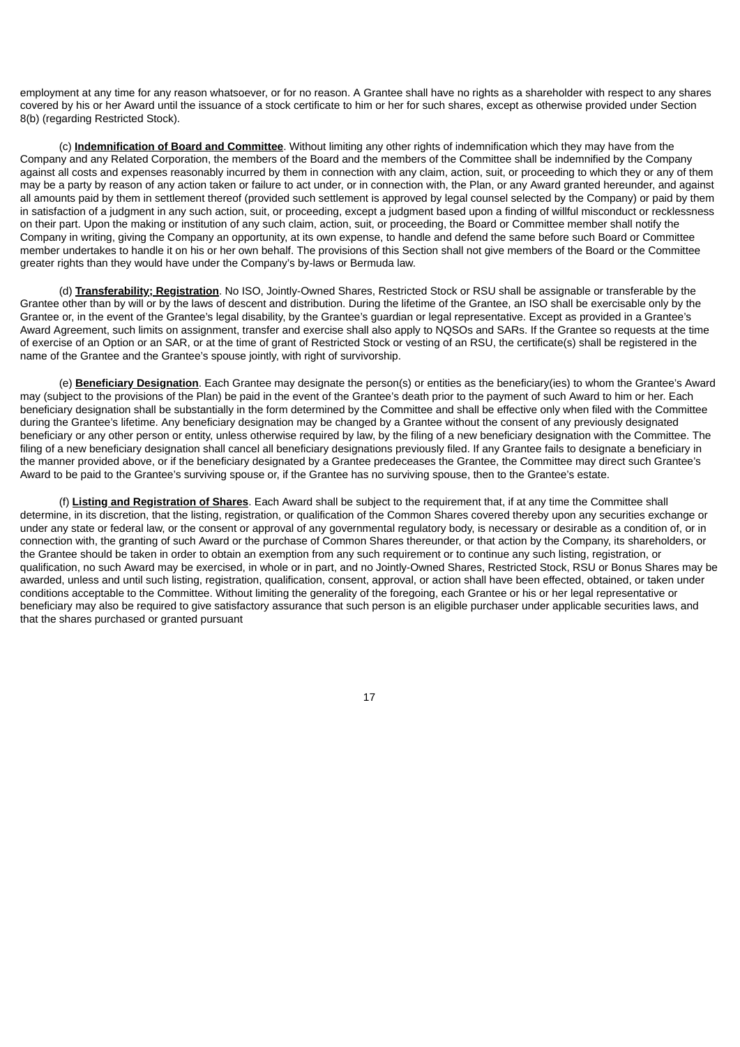employment at any time for any reason whatsoever, or for no reason. A Grantee shall have no rights as a shareholder with respect to any shares covered by his or her Award until the issuance of a stock certificate to him or her for such shares, except as otherwise provided under Section 8(b) (regarding Restricted Stock).

(c) **Indemnification of Board and Committee**. Without limiting any other rights of indemnification which they may have from the Company and any Related Corporation, the members of the Board and the members of the Committee shall be indemnified by the Company against all costs and expenses reasonably incurred by them in connection with any claim, action, suit, or proceeding to which they or any of them may be a party by reason of any action taken or failure to act under, or in connection with, the Plan, or any Award granted hereunder, and against all amounts paid by them in settlement thereof (provided such settlement is approved by legal counsel selected by the Company) or paid by them in satisfaction of a judgment in any such action, suit, or proceeding, except a judgment based upon a finding of willful misconduct or recklessness on their part. Upon the making or institution of any such claim, action, suit, or proceeding, the Board or Committee member shall notify the Company in writing, giving the Company an opportunity, at its own expense, to handle and defend the same before such Board or Committee member undertakes to handle it on his or her own behalf. The provisions of this Section shall not give members of the Board or the Committee greater rights than they would have under the Company's by-laws or Bermuda law.

(d) **Transferability; Registration**. No ISO, Jointly-Owned Shares, Restricted Stock or RSU shall be assignable or transferable by the Grantee other than by will or by the laws of descent and distribution. During the lifetime of the Grantee, an ISO shall be exercisable only by the Grantee or, in the event of the Grantee's legal disability, by the Grantee's guardian or legal representative. Except as provided in a Grantee's Award Agreement, such limits on assignment, transfer and exercise shall also apply to NQSOs and SARs. If the Grantee so requests at the time of exercise of an Option or an SAR, or at the time of grant of Restricted Stock or vesting of an RSU, the certificate(s) shall be registered in the name of the Grantee and the Grantee's spouse jointly, with right of survivorship.

(e) **Beneficiary Designation**. Each Grantee may designate the person(s) or entities as the beneficiary(ies) to whom the Grantee's Award may (subject to the provisions of the Plan) be paid in the event of the Grantee's death prior to the payment of such Award to him or her. Each beneficiary designation shall be substantially in the form determined by the Committee and shall be effective only when filed with the Committee during the Grantee's lifetime. Any beneficiary designation may be changed by a Grantee without the consent of any previously designated beneficiary or any other person or entity, unless otherwise required by law, by the filing of a new beneficiary designation with the Committee. The filing of a new beneficiary designation shall cancel all beneficiary designations previously filed. If any Grantee fails to designate a beneficiary in the manner provided above, or if the beneficiary designated by a Grantee predeceases the Grantee, the Committee may direct such Grantee's Award to be paid to the Grantee's surviving spouse or, if the Grantee has no surviving spouse, then to the Grantee's estate.

(f) **Listing and Registration of Shares**. Each Award shall be subject to the requirement that, if at any time the Committee shall determine, in its discretion, that the listing, registration, or qualification of the Common Shares covered thereby upon any securities exchange or under any state or federal law, or the consent or approval of any governmental regulatory body, is necessary or desirable as a condition of, or in connection with, the granting of such Award or the purchase of Common Shares thereunder, or that action by the Company, its shareholders, or the Grantee should be taken in order to obtain an exemption from any such requirement or to continue any such listing, registration, or qualification, no such Award may be exercised, in whole or in part, and no Jointly-Owned Shares, Restricted Stock, RSU or Bonus Shares may be awarded, unless and until such listing, registration, qualification, consent, approval, or action shall have been effected, obtained, or taken under conditions acceptable to the Committee. Without limiting the generality of the foregoing, each Grantee or his or her legal representative or beneficiary may also be required to give satisfactory assurance that such person is an eligible purchaser under applicable securities laws, and that the shares purchased or granted pursuant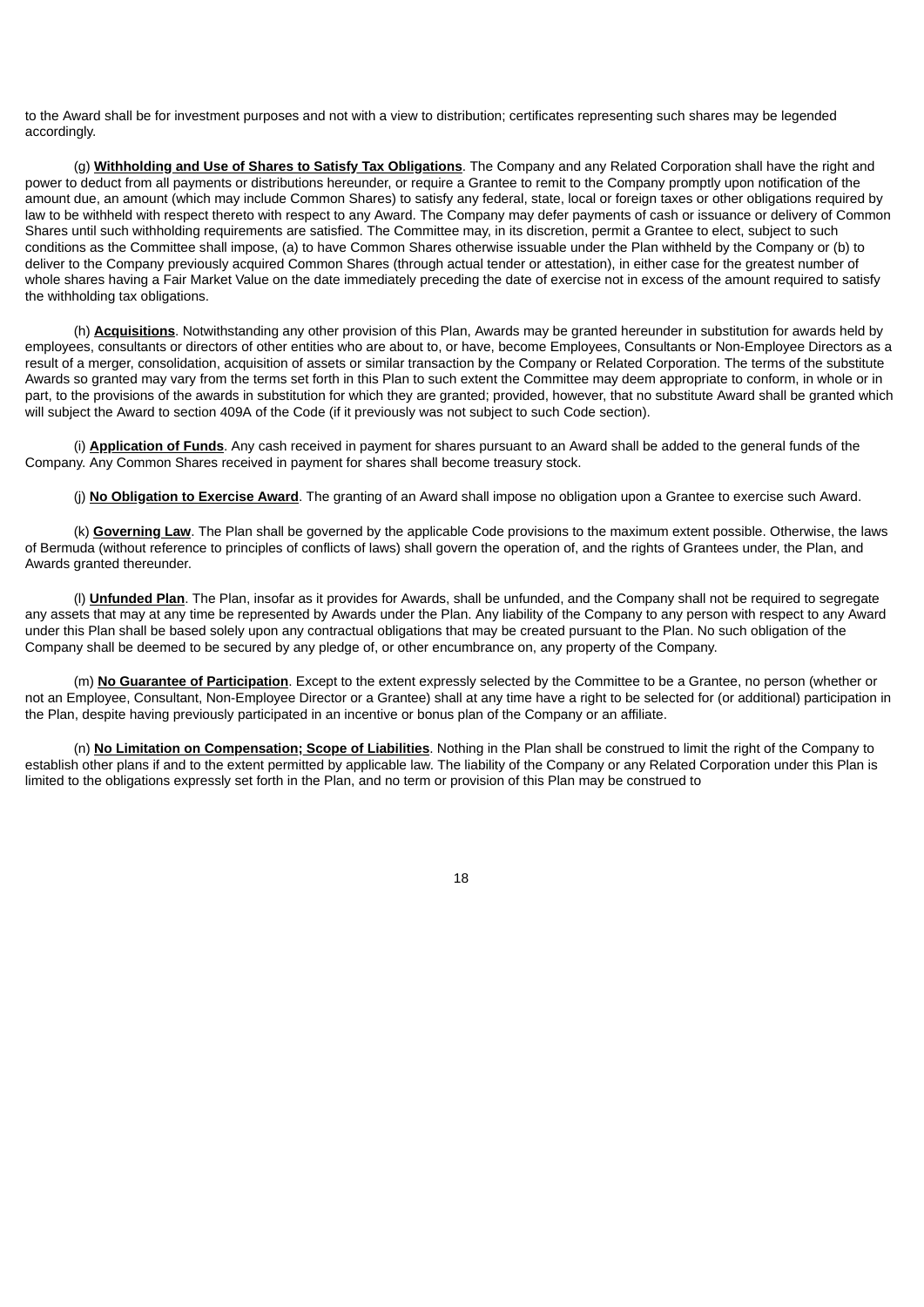to the Award shall be for investment purposes and not with a view to distribution; certificates representing such shares may be legended accordingly.

(g) **Withholding and Use of Shares to Satisfy Tax Obligations**. The Company and any Related Corporation shall have the right and power to deduct from all payments or distributions hereunder, or require a Grantee to remit to the Company promptly upon notification of the amount due, an amount (which may include Common Shares) to satisfy any federal, state, local or foreign taxes or other obligations required by law to be withheld with respect thereto with respect to any Award. The Company may defer payments of cash or issuance or delivery of Common Shares until such withholding requirements are satisfied. The Committee may, in its discretion, permit a Grantee to elect, subject to such conditions as the Committee shall impose, (a) to have Common Shares otherwise issuable under the Plan withheld by the Company or (b) to deliver to the Company previously acquired Common Shares (through actual tender or attestation), in either case for the greatest number of whole shares having a Fair Market Value on the date immediately preceding the date of exercise not in excess of the amount required to satisfy the withholding tax obligations.

(h) **Acquisitions**. Notwithstanding any other provision of this Plan, Awards may be granted hereunder in substitution for awards held by employees, consultants or directors of other entities who are about to, or have, become Employees, Consultants or Non-Employee Directors as a result of a merger, consolidation, acquisition of assets or similar transaction by the Company or Related Corporation. The terms of the substitute Awards so granted may vary from the terms set forth in this Plan to such extent the Committee may deem appropriate to conform, in whole or in part, to the provisions of the awards in substitution for which they are granted; provided, however, that no substitute Award shall be granted which will subject the Award to section 409A of the Code (if it previously was not subject to such Code section).

(i) **Application of Funds**. Any cash received in payment for shares pursuant to an Award shall be added to the general funds of the Company. Any Common Shares received in payment for shares shall become treasury stock.

(j) **No Obligation to Exercise Award**. The granting of an Award shall impose no obligation upon a Grantee to exercise such Award.

(k) **Governing Law**. The Plan shall be governed by the applicable Code provisions to the maximum extent possible. Otherwise, the laws of Bermuda (without reference to principles of conflicts of laws) shall govern the operation of, and the rights of Grantees under, the Plan, and Awards granted thereunder.

(l) **Unfunded Plan**. The Plan, insofar as it provides for Awards, shall be unfunded, and the Company shall not be required to segregate any assets that may at any time be represented by Awards under the Plan. Any liability of the Company to any person with respect to any Award under this Plan shall be based solely upon any contractual obligations that may be created pursuant to the Plan. No such obligation of the Company shall be deemed to be secured by any pledge of, or other encumbrance on, any property of the Company.

(m) **No Guarantee of Participation**. Except to the extent expressly selected by the Committee to be a Grantee, no person (whether or not an Employee, Consultant, Non-Employee Director or a Grantee) shall at any time have a right to be selected for (or additional) participation in the Plan, despite having previously participated in an incentive or bonus plan of the Company or an affiliate.

(n) **No Limitation on Compensation; Scope of Liabilities**. Nothing in the Plan shall be construed to limit the right of the Company to establish other plans if and to the extent permitted by applicable law. The liability of the Company or any Related Corporation under this Plan is limited to the obligations expressly set forth in the Plan, and no term or provision of this Plan may be construed to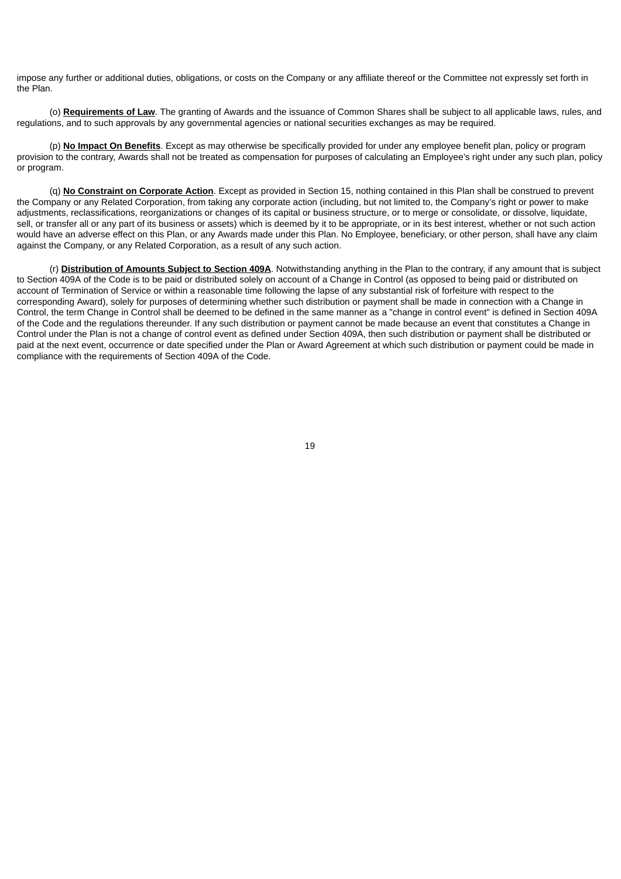impose any further or additional duties, obligations, or costs on the Company or any affiliate thereof or the Committee not expressly set forth in the Plan.

(o) **Requirements of Law**. The granting of Awards and the issuance of Common Shares shall be subject to all applicable laws, rules, and regulations, and to such approvals by any governmental agencies or national securities exchanges as may be required.

(p) **No Impact On Benefits**. Except as may otherwise be specifically provided for under any employee benefit plan, policy or program provision to the contrary, Awards shall not be treated as compensation for purposes of calculating an Employee's right under any such plan, policy or program.

(q) **No Constraint on Corporate Action**. Except as provided in Section 15, nothing contained in this Plan shall be construed to prevent the Company or any Related Corporation, from taking any corporate action (including, but not limited to, the Company's right or power to make adjustments, reclassifications, reorganizations or changes of its capital or business structure, or to merge or consolidate, or dissolve, liquidate, sell, or transfer all or any part of its business or assets) which is deemed by it to be appropriate, or in its best interest, whether or not such action would have an adverse effect on this Plan, or any Awards made under this Plan. No Employee, beneficiary, or other person, shall have any claim against the Company, or any Related Corporation, as a result of any such action.

(r) **Distribution of Amounts Subject to Section 409A**. Notwithstanding anything in the Plan to the contrary, if any amount that is subject to Section 409A of the Code is to be paid or distributed solely on account of a Change in Control (as opposed to being paid or distributed on account of Termination of Service or within a reasonable time following the lapse of any substantial risk of forfeiture with respect to the corresponding Award), solely for purposes of determining whether such distribution or payment shall be made in connection with a Change in Control, the term Change in Control shall be deemed to be defined in the same manner as a "change in control event" is defined in Section 409A of the Code and the regulations thereunder. If any such distribution or payment cannot be made because an event that constitutes a Change in Control under the Plan is not a change of control event as defined under Section 409A, then such distribution or payment shall be distributed or paid at the next event, occurrence or date specified under the Plan or Award Agreement at which such distribution or payment could be made in compliance with the requirements of Section 409A of the Code.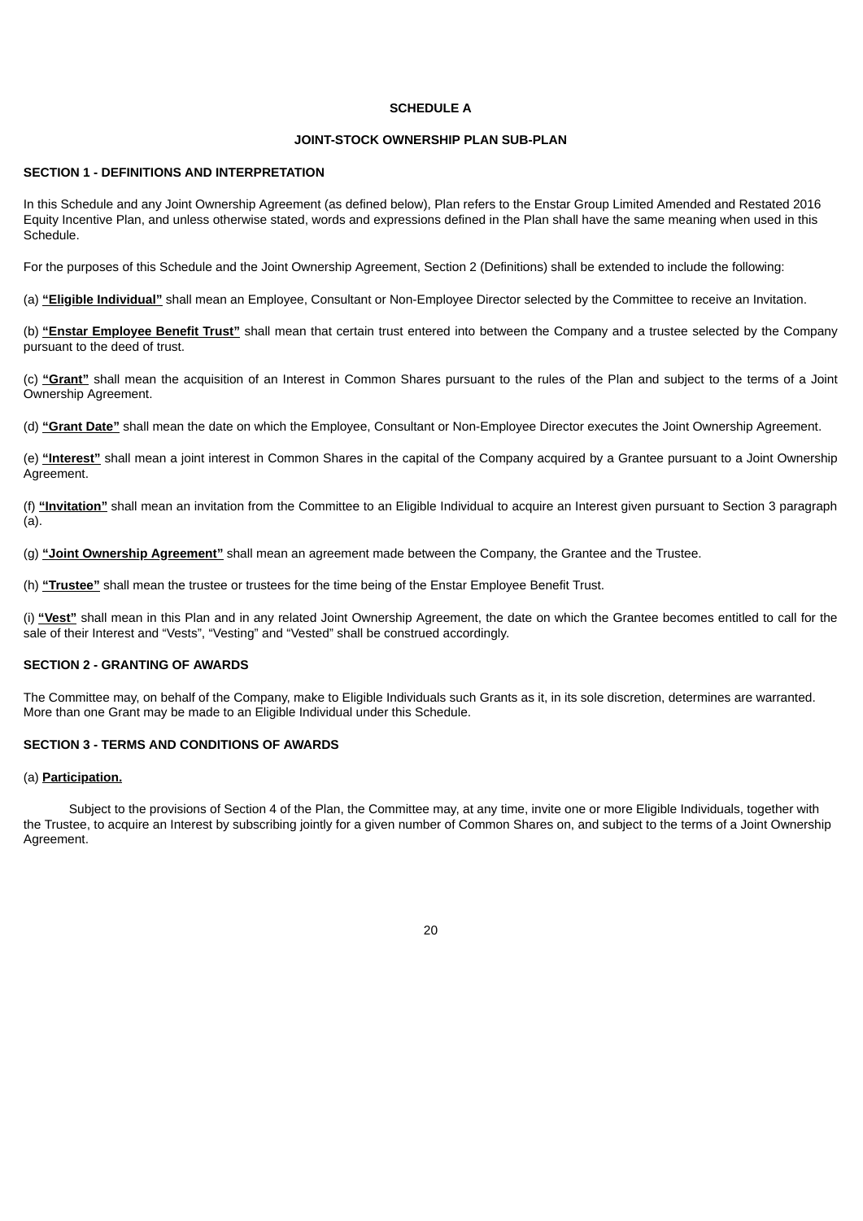# SCHEDULE A

## JOINT-STOCK OWNERSHIP PLAN SUB-PLAN

### SECTION 1 - DEFINITIONS AND INTERPRETATION

In this Schedule and any Joint Ownership Agreement (as defined below), Plan refers to the Enstar Group Limited Amended and Restated 2016 Equity Incentive Plan, and unless otherwise stated, words and expressions defined in the Plan shall have the same meaning when used in this Schedule.

For the purposes of this Schedule and the Joint Ownership Agreement, Section 2 (Definitions) shall be extended to include the following:

(a) **"Eligible Individual"** shall mean an Employee, Consultant or Non-Employee Director selected by the Committee to receive an Invitation.

(b) **"Enstar Employee Benefit Trust"** shall mean that certain trust entered into between the Company and a trustee selected by the Company pursuant to the deed of trust.

(c) **"Grant"** shall mean the acquisition of an Interest in Common Shares pursuant to the rules of the Plan and subject to the terms of a Joint Ownership Agreement.

(d) **"Grant Date"** shall mean the date on which the Employee, Consultant or Non-Employee Director executes the Joint Ownership Agreement.

(e) **"Interest"** shall mean a joint interest in Common Shares in the capital of the Company acquired by a Grantee pursuant to a Joint Ownership Agreement.

(f) **"Invitation"** shall mean an invitation from the Committee to an Eligible Individual to acquire an Interest given pursuant to Section 3 paragraph (a).

(g) **"Joint Ownership Agreement"** shall mean an agreement made between the Company, the Grantee and the Trustee.

(h) **"Trustee"** shall mean the trustee or trustees for the time being of the Enstar Employee Benefit Trust.

(i) **"Vest"** shall mean in this Plan and in any related Joint Ownership Agreement, the date on which the Grantee becomes entitled to call for the sale of their Interest and "Vests", "Vesting" and "Vested" shall be construed accordingly.

### SECTION 2 - GRANTING OF AWARDS

The Committee may, on behalf of the Company, make to Eligible Individuals such Grants as it, in its sole discretion, determines are warranted. More than one Grant may be made to an Eligible Individual under this Schedule.

### SECTION 3 - TERMS AND CONDITIONS OF AWARDS

(a) **Participation.**

Subject to the provisions of Section 4 of the Plan, the Committee may, at any time, invite one or more Eligible Individuals, together with the Trustee, to acquire an Interest by subscribing jointly for a given number of Common Shares on, and subject to the terms of a Joint Ownership Agreement.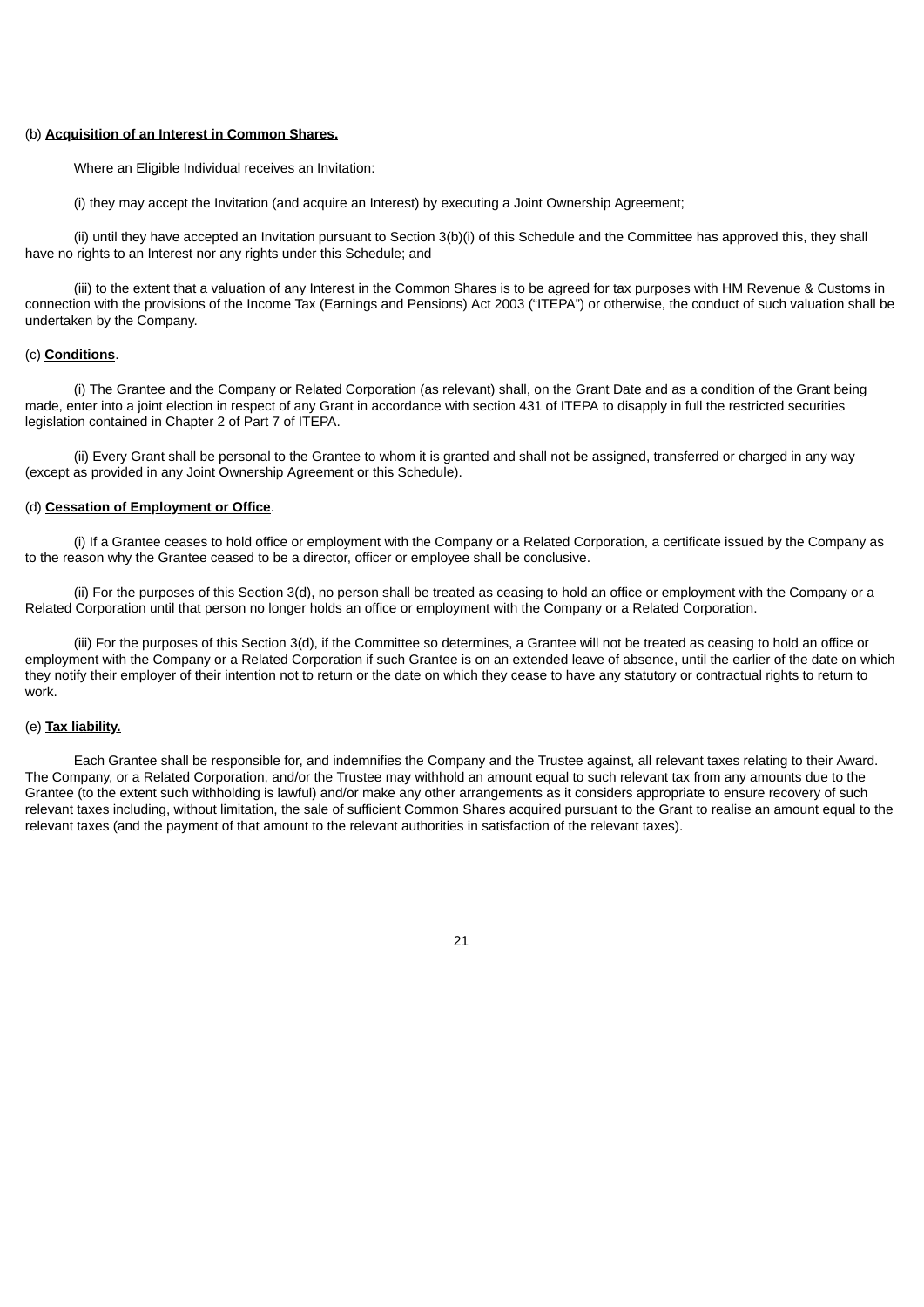(b) **Acquisition of an Interest in Common Shares.**

Where an Eligible Individual receives an Invitation:

(i) they may accept the Invitation (and acquire an Interest) by executing a Joint Ownership Agreement;

(ii) until they have accepted an Invitation pursuant to Section 3(b)(i) of this Schedule and the Committee has approved this, they shall have no rights to an Interest nor any rights under this Schedule; and

(iii) to the extent that a valuation of any Interest in the Common Shares is to be agreed for tax purposes with HM Revenue & Customs in connection with the provisions of the Income Tax (Earnings and Pensions) Act 2003 ("ITEPA") or otherwise, the conduct of such valuation shall be undertaken by the Company.

(c) **Conditions**.

(i) The Grantee and the Company or Related Corporation (as relevant) shall, on the Grant Date and as a condition of the Grant being made, enter into a joint election in respect of any Grant in accordance with section 431 of ITEPA to disapply in full the restricted securities legislation contained in Chapter 2 of Part 7 of ITEPA.

(ii) Every Grant shall be personal to the Grantee to whom it is granted and shall not be assigned, transferred or charged in any way (except as provided in any Joint Ownership Agreement or this Schedule).

(d) **Cessation of Employment or Office**.

(i) If a Grantee ceases to hold office or employment with the Company or a Related Corporation, a certificate issued by the Company as to the reason why the Grantee ceased to be a director, officer or employee shall be conclusive.

(ii) For the purposes of this Section 3(d), no person shall be treated as ceasing to hold an office or employment with the Company or a Related Corporation until that person no longer holds an office or employment with the Company or a Related Corporation.

(iii) For the purposes of this Section 3(d), if the Committee so determines, a Grantee will not be treated as ceasing to hold an office or employment with the Company or a Related Corporation if such Grantee is on an extended leave of absence, until the earlier of the date on which they notify their employer of their intention not to return or the date on which they cease to have any statutory or contractual rights to return to work.

(e) **Tax liability.**

Each Grantee shall be responsible for, and indemnifies the Company and the Trustee against, all relevant taxes relating to their Award. The Company, or a Related Corporation, and/or the Trustee may withhold an amount equal to such relevant tax from any amounts due to the Grantee (to the extent such withholding is lawful) and/or make any other arrangements as it considers appropriate to ensure recovery of such relevant taxes including, without limitation, the sale of sufficient Common Shares acquired pursuant to the Grant to realise an amount equal to the relevant taxes (and the payment of that amount to the relevant authorities in satisfaction of the relevant taxes).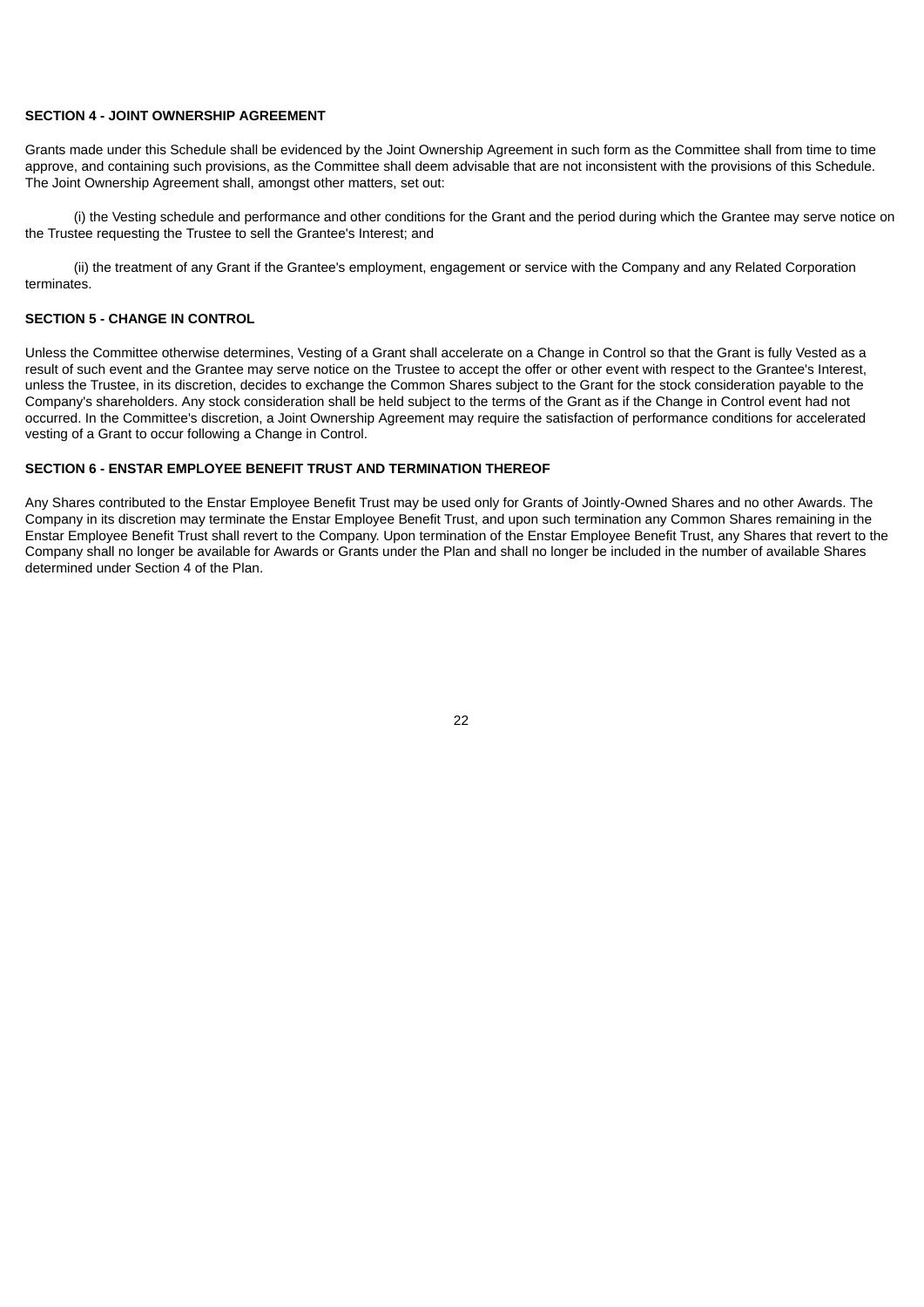**SECTION 4 - JOINT OWNERSHIP AGREEMENT**

Grants made under this Schedule shall be evidenced by the Joint Ownership Agreement in such form as the Committee shall from time to time approve, and containing such provisions, as the Committee shall deem advisable that are not inconsistent with the provisions of this Schedule. The Joint Ownership Agreement shall, amongst other matters, set out:

(i) the Vesting schedule and performance and other conditions for the Grant and the period during which the Grantee may serve notice on the Trustee requesting the Trustee to sell the Grantee's Interest; and

(ii) the treatment of any Grant if the Grantee's employment, engagement or service with the Company and any Related Corporation terminates.

**SECTION 5 - CHANGE IN CONTROL**

Unless the Committee otherwise determines, Vesting of a Grant shall accelerate on a Change in Control so that the Grant is fully Vested as a result of such event and the Grantee may serve notice on the Trustee to accept the offer or other event with respect to the Grantee's Interest, unless the Trustee, in its discretion, decides to exchange the Common Shares subject to the Grant for the stock consideration payable to the Company's shareholders. Any stock consideration shall be held subject to the terms of the Grant as if the Change in Control event had not occurred. In the Committee's discretion, a Joint Ownership Agreement may require the satisfaction of performance conditions for accelerated vesting of a Grant to occur following a Change in Control.

**SECTION 6 - ENSTAR EMPLOYEE BENEFIT TRUST AND TERMINATION THEREOF**

Any Shares contributed to the Enstar Employee Benefit Trust may be used only for Grants of Jointly-Owned Shares and no other Awards. The Company in its discretion may terminate the Enstar Employee Benefit Trust, and upon such termination any Common Shares remaining in the Enstar Employee Benefit Trust shall revert to the Company. Upon termination of the Enstar Employee Benefit Trust, any Shares that revert to the Company shall no longer be available for Awards or Grants under the Plan and shall no longer be included in the number of available Shares determined under Section 4 of the Plan.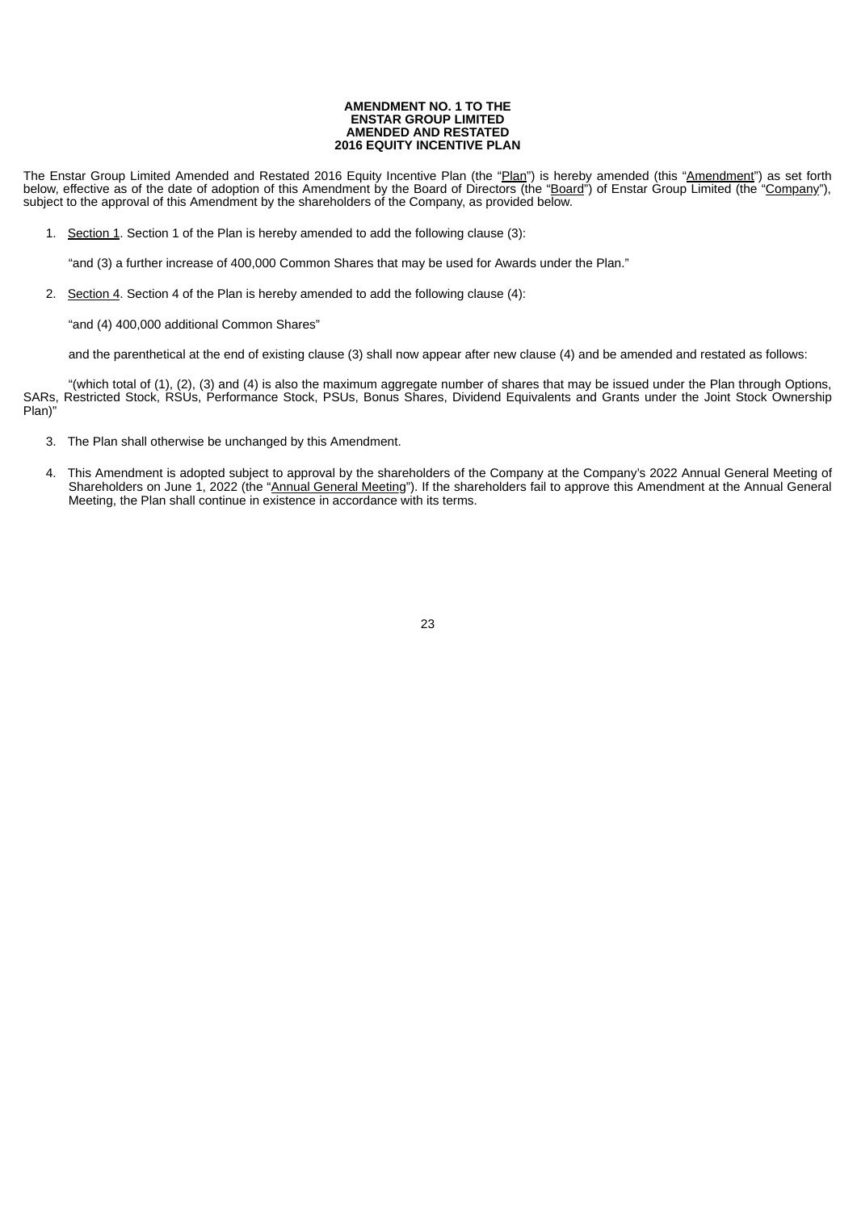**AMENDMENT NO. 1 TO THE ENSTAR GROUP LIMITED AMENDED AND RESTATED 2016 EQUITY INCENTIVE PLAN**

The Enstar Group Limited Amended and Restated 2016 Equity Incentive Plan (the "Plan") is hereby amended (this "Amendment") as set forth below, effective as of the date of adoption of this Amendment by the Board of Directors (the "Board") of Enstar Group Limited (the "Company"), subject to the approval of this Amendment by the shareholders of the Company, as provided below.

1. Section 1. Section 1 of the Plan is hereby amended to add the following clause (3):

   "and (3) a further increase of 400,000 Common Shares that may be used for Awards under the Plan."

2. Section 4. Section 4 of the Plan is hereby amended to add the following clause (4):

   "and (4) 400,000 additional Common Shares"

   and the parenthetical at the end of existing clause (3) shall now appear after new clause (4) and be amended and restated as follows:

   "(which total of (1), (2), (3) and (4) is also the maximum aggregate number of shares that may be issued under the Plan through Options, SARs, Restricted Stock, RSUs, Performance Stock, PSUs, Bonus Shares, Dividend Equivalents and Grants under the Joint Stock Ownership Plan)"

3. The Plan shall otherwise be unchanged by this Amendment.

4. This Amendment is adopted subject to approval by the shareholders of the Company at the Company's 2022 Annual General Meeting of Shareholders on June 1, 2022 (the "Annual General Meeting"). If the shareholders fail to approve this Amendment at the Annual General Meeting, the Plan shall continue in existence in accordance with its terms.